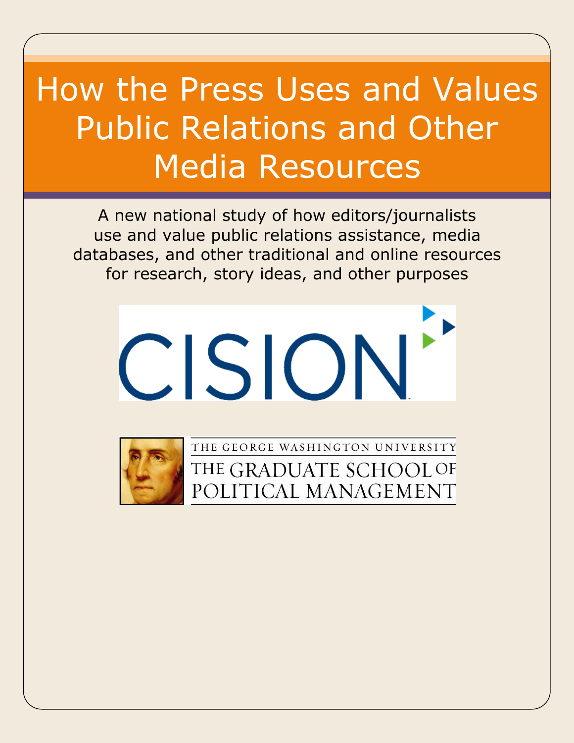# How the Press Uses and Values Public Relations and Other Media Resources

A new national study of how editors/journalists use and value public relations assistance, media databases, and other traditional and online resources for research, story ideas, and other purposes

CISION

THE GEORGE WASHINGTON UNIVERSITY
THE GRADUATE SCHOOL OF POLITICAL MANAGEMENT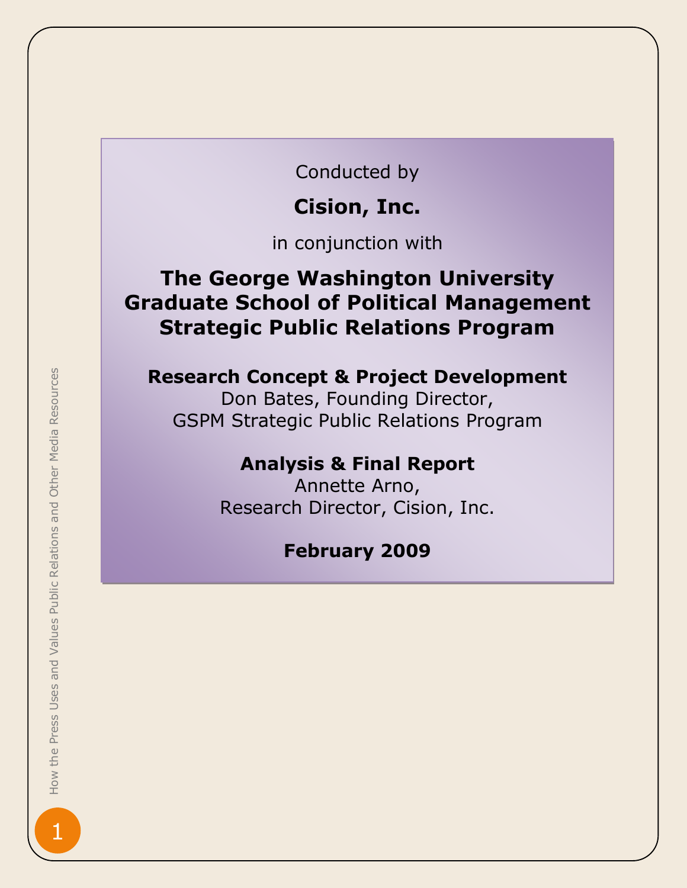Conducted by

**Cision, Inc.**

in conjunction with

**The George Washington University**
**Graduate School of Political Management**
**Strategic Public Relations Program**

**Research Concept & Project Development**
Don Bates, Founding Director,
GSPM Strategic Public Relations Program

**Analysis & Final Report**
Annette Arno,
Research Director, Cision, Inc.

**February 2009**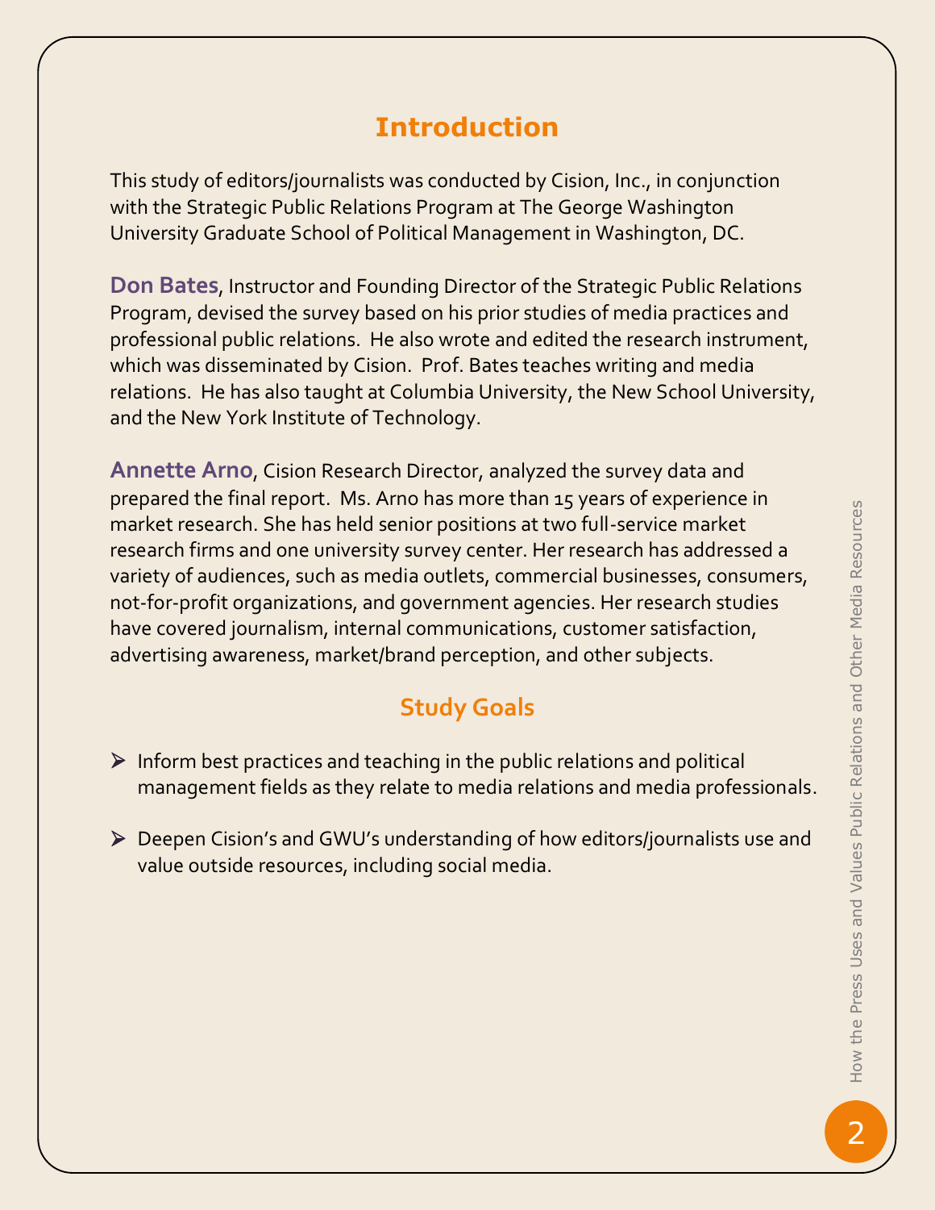# Introduction

This study of editors/journalists was conducted by Cision, Inc., in conjunction with the Strategic Public Relations Program at The George Washington University Graduate School of Political Management in Washington, DC.

**Don Bates**, Instructor and Founding Director of the Strategic Public Relations Program, devised the survey based on his prior studies of media practices and professional public relations. He also wrote and edited the research instrument, which was disseminated by Cision. Prof. Bates teaches writing and media relations. He has also taught at Columbia University, the New School University, and the New York Institute of Technology.

**Annette Arno**, Cision Research Director, analyzed the survey data and prepared the final report. Ms. Arno has more than 15 years of experience in market research. She has held senior positions at two full-service market research firms and one university survey center. Her research has addressed a variety of audiences, such as media outlets, commercial businesses, consumers, not-for-profit organizations, and government agencies. Her research studies have covered journalism, internal communications, customer satisfaction, advertising awareness, market/brand perception, and other subjects.

## Study Goals

- Inform best practices and teaching in the public relations and political management fields as they relate to media relations and media professionals.
- Deepen Cision's and GWU's understanding of how editors/journalists use and value outside resources, including social media.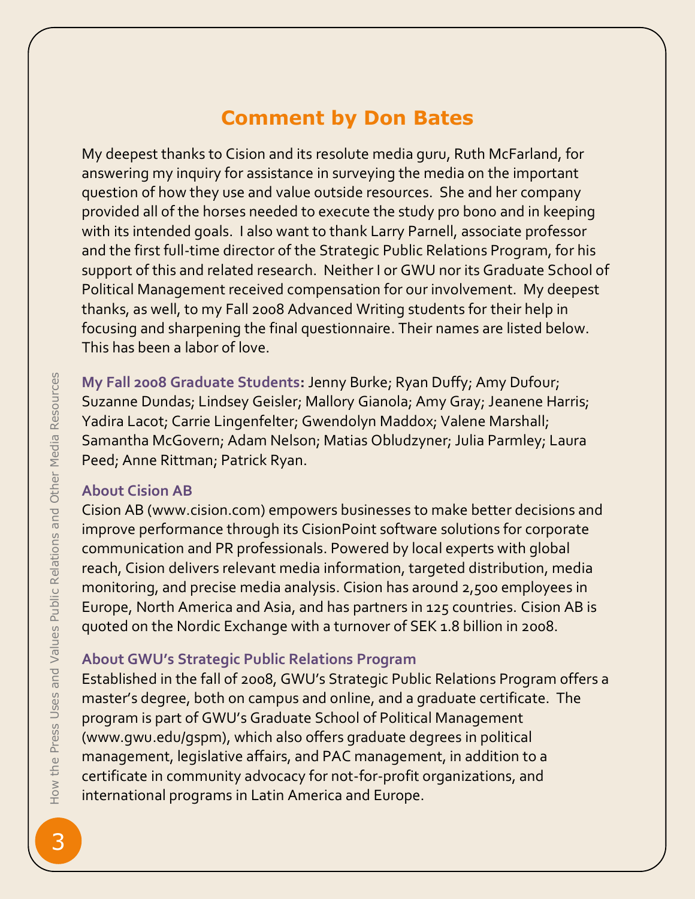## Comment by Don Bates

My deepest thanks to Cision and its resolute media guru, Ruth McFarland, for answering my inquiry for assistance in surveying the media on the important question of how they use and value outside resources. She and her company provided all of the horses needed to execute the study pro bono and in keeping with its intended goals. I also want to thank Larry Parnell, associate professor and the first full-time director of the Strategic Public Relations Program, for his support of this and related research. Neither I or GWU nor its Graduate School of Political Management received compensation for our involvement. My deepest thanks, as well, to my Fall 2008 Advanced Writing students for their help in focusing and sharpening the final questionnaire. Their names are listed below. This has been a labor of love.

**My Fall 2008 Graduate Students:** Jenny Burke; Ryan Duffy; Amy Dufour; Suzanne Dundas; Lindsey Geisler; Mallory Gianola; Amy Gray; Jeanene Harris; Yadira Lacot; Carrie Lingenfelter; Gwendolyn Maddox; Valene Marshall; Samantha McGovern; Adam Nelson; Matias Obludzyner; Julia Parmley; Laura Peed; Anne Rittman; Patrick Ryan.

**About Cision AB**

Cision AB (www.cision.com) empowers businesses to make better decisions and improve performance through its CisionPoint software solutions for corporate communication and PR professionals. Powered by local experts with global reach, Cision delivers relevant media information, targeted distribution, media monitoring, and precise media analysis. Cision has around 2,500 employees in Europe, North America and Asia, and has partners in 125 countries. Cision AB is quoted on the Nordic Exchange with a turnover of SEK 1.8 billion in 2008.

**About GWU's Strategic Public Relations Program**

Established in the fall of 2008, GWU's Strategic Public Relations Program offers a master's degree, both on campus and online, and a graduate certificate. The program is part of GWU's Graduate School of Political Management (www.gwu.edu/gspm), which also offers graduate degrees in political management, legislative affairs, and PAC management, in addition to a certificate in community advocacy for not-for-profit organizations, and international programs in Latin America and Europe.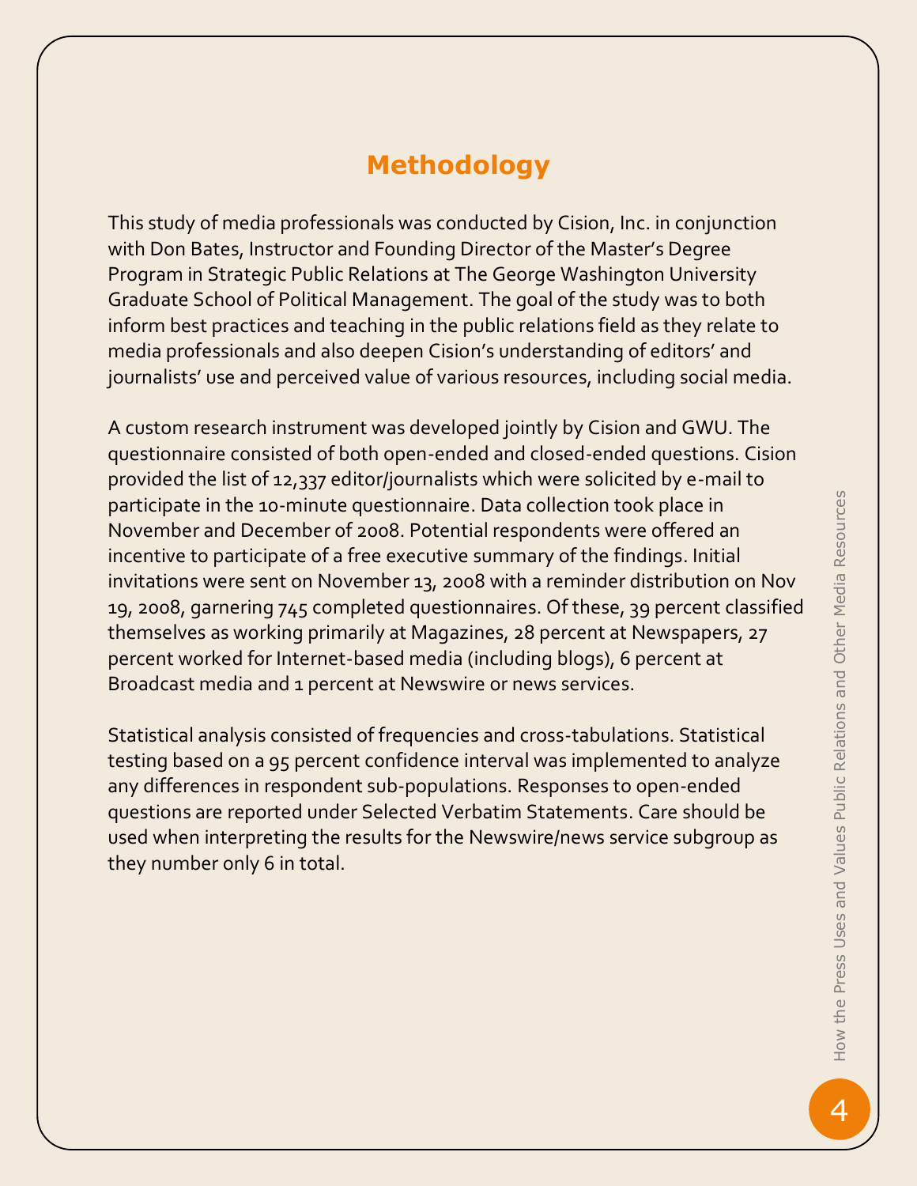## Methodology

This study of media professionals was conducted by Cision, Inc. in conjunction with Don Bates, Instructor and Founding Director of the Master's Degree Program in Strategic Public Relations at The George Washington University Graduate School of Political Management. The goal of the study was to both inform best practices and teaching in the public relations field as they relate to media professionals and also deepen Cision's understanding of editors' and journalists' use and perceived value of various resources, including social media.

A custom research instrument was developed jointly by Cision and GWU. The questionnaire consisted of both open-ended and closed-ended questions. Cision provided the list of 12,337 editor/journalists which were solicited by e-mail to participate in the 10-minute questionnaire. Data collection took place in November and December of 2008. Potential respondents were offered an incentive to participate of a free executive summary of the findings. Initial invitations were sent on November 13, 2008 with a reminder distribution on Nov 19, 2008, garnering 745 completed questionnaires. Of these, 39 percent classified themselves as working primarily at Magazines, 28 percent at Newspapers, 27 percent worked for Internet-based media (including blogs), 6 percent at Broadcast media and 1 percent at Newswire or news services.

Statistical analysis consisted of frequencies and cross-tabulations. Statistical testing based on a 95 percent confidence interval was implemented to analyze any differences in respondent sub-populations. Responses to open-ended questions are reported under Selected Verbatim Statements. Care should be used when interpreting the results for the Newswire/news service subgroup as they number only 6 in total.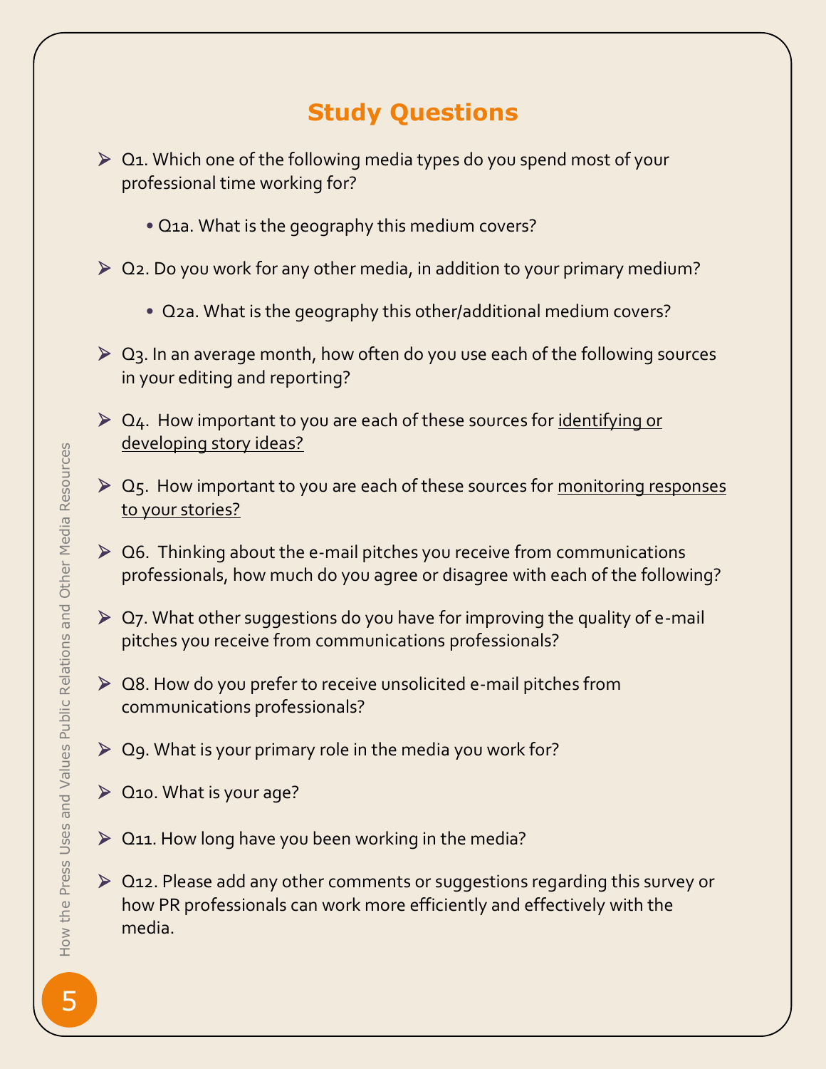## Study Questions

- Q1. Which one of the following media types do you spend most of your professional time working for?
  - Q1a. What is the geography this medium covers?
- Q2. Do you work for any other media, in addition to your primary medium?
  - Q2a. What is the geography this other/additional medium covers?
- Q3. In an average month, how often do you use each of the following sources in your editing and reporting?
- Q4. How important to you are each of these sources for <u>identifying or developing story ideas?</u>
- Q5. How important to you are each of these sources for <u>monitoring responses to your stories?</u>
- Q6. Thinking about the e-mail pitches you receive from communications professionals, how much do you agree or disagree with each of the following?
- Q7. What other suggestions do you have for improving the quality of e-mail pitches you receive from communications professionals?
- Q8. How do you prefer to receive unsolicited e-mail pitches from communications professionals?
- Q9. What is your primary role in the media you work for?
- Q10. What is your age?
- Q11. How long have you been working in the media?
- Q12. Please add any other comments or suggestions regarding this survey or how PR professionals can work more efficiently and effectively with the media.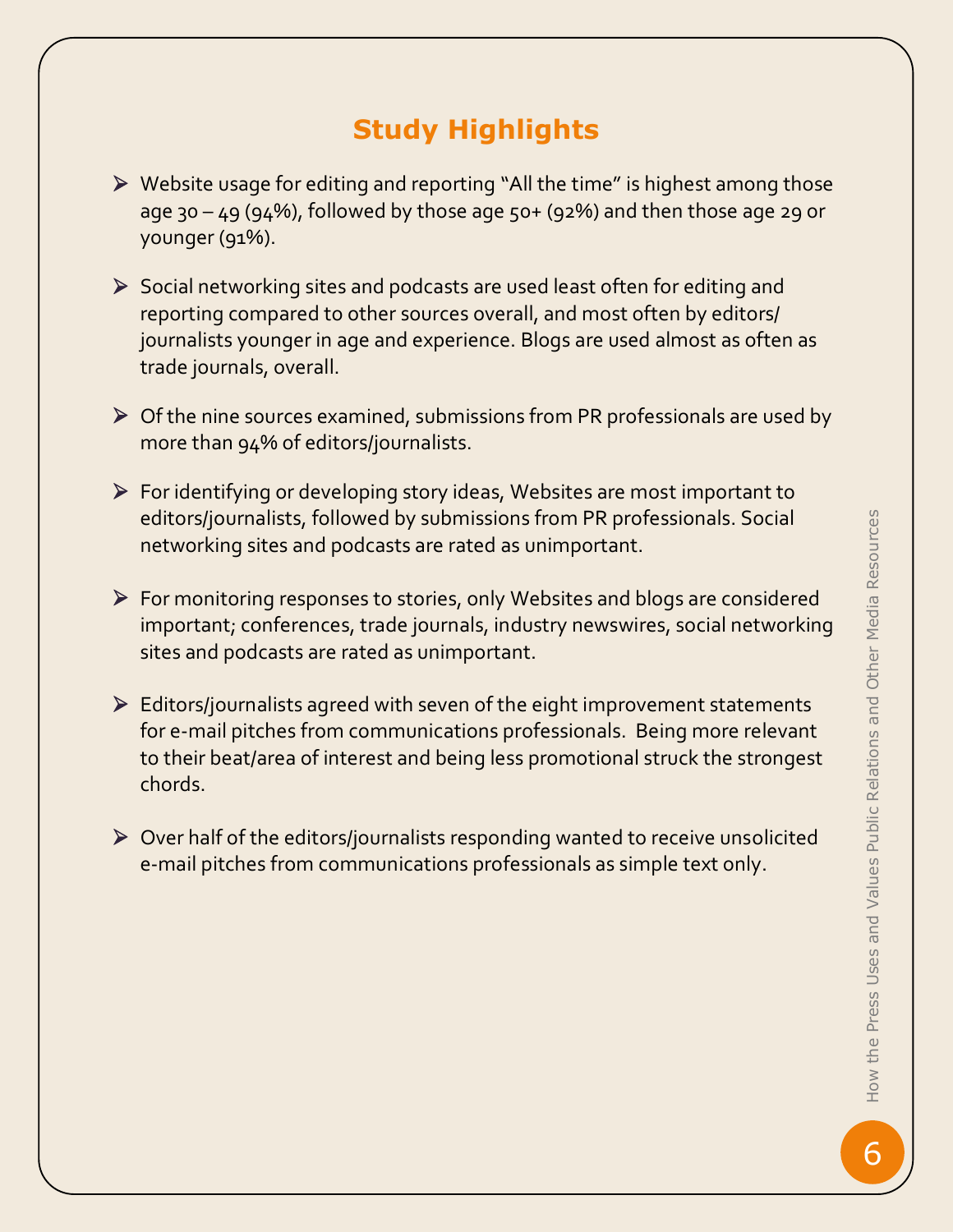## Study Highlights

- Website usage for editing and reporting “All the time” is highest among those age 30 – 49 (94%), followed by those age 50+ (92%) and then those age 29 or younger (91%).

- Social networking sites and podcasts are used least often for editing and reporting compared to other sources overall, and most often by editors/journalists younger in age and experience. Blogs are used almost as often as trade journals, overall.

- Of the nine sources examined, submissions from PR professionals are used by more than 94% of editors/journalists.

- For identifying or developing story ideas, Websites are most important to editors/journalists, followed by submissions from PR professionals. Social networking sites and podcasts are rated as unimportant.

- For monitoring responses to stories, only Websites and blogs are considered important; conferences, trade journals, industry newswires, social networking sites and podcasts are rated as unimportant.

- Editors/journalists agreed with seven of the eight improvement statements for e-mail pitches from communications professionals. Being more relevant to their beat/area of interest and being less promotional struck the strongest chords.

- Over half of the editors/journalists responding wanted to receive unsolicited e-mail pitches from communications professionals as simple text only.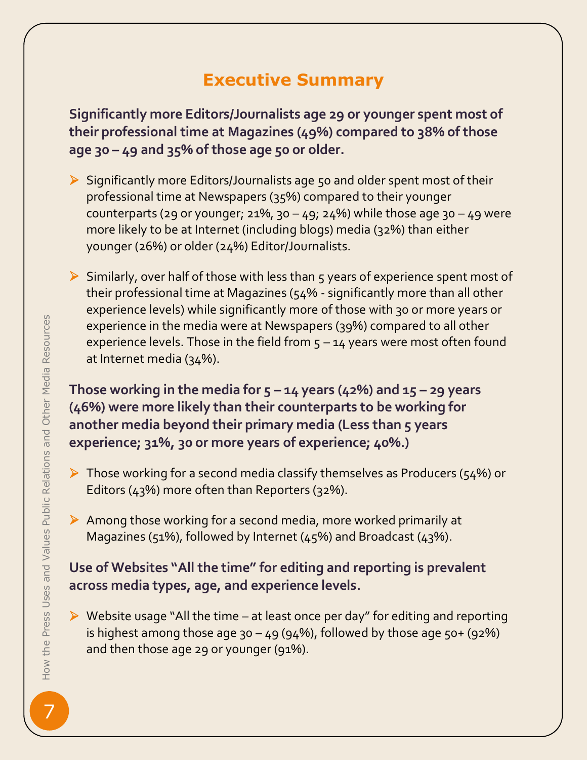## Executive Summary

**Significantly more Editors/Journalists age 29 or younger spent most of their professional time at Magazines (49%) compared to 38% of those age 30 – 49 and 35% of those age 50 or older.**

- Significantly more Editors/Journalists age 50 and older spent most of their professional time at Newspapers (35%) compared to their younger counterparts (29 or younger; 21%, 30 – 49; 24%) while those age 30 – 49 were more likely to be at Internet (including blogs) media (32%) than either younger (26%) or older (24%) Editor/Journalists.

- Similarly, over half of those with less than 5 years of experience spent most of their professional time at Magazines (54% - significantly more than all other experience levels) while significantly more of those with 30 or more years or experience in the media were at Newspapers (39%) compared to all other experience levels. Those in the field from 5 – 14 years were most often found at Internet media (34%).

**Those working in the media for 5 – 14 years (42%) and 15 – 29 years (46%) were more likely than their counterparts to be working for another media beyond their primary media (Less than 5 years experience; 31%, 30 or more years of experience; 40%.)**

- Those working for a second media classify themselves as Producers (54%) or Editors (43%) more often than Reporters (32%).

- Among those working for a second media, more worked primarily at Magazines (51%), followed by Internet (45%) and Broadcast (43%).

**Use of Websites "All the time" for editing and reporting is prevalent across media types, age, and experience levels.**

- Website usage "All the time – at least once per day" for editing and reporting is highest among those age 30 – 49 (94%), followed by those age 50+ (92%) and then those age 29 or younger (91%).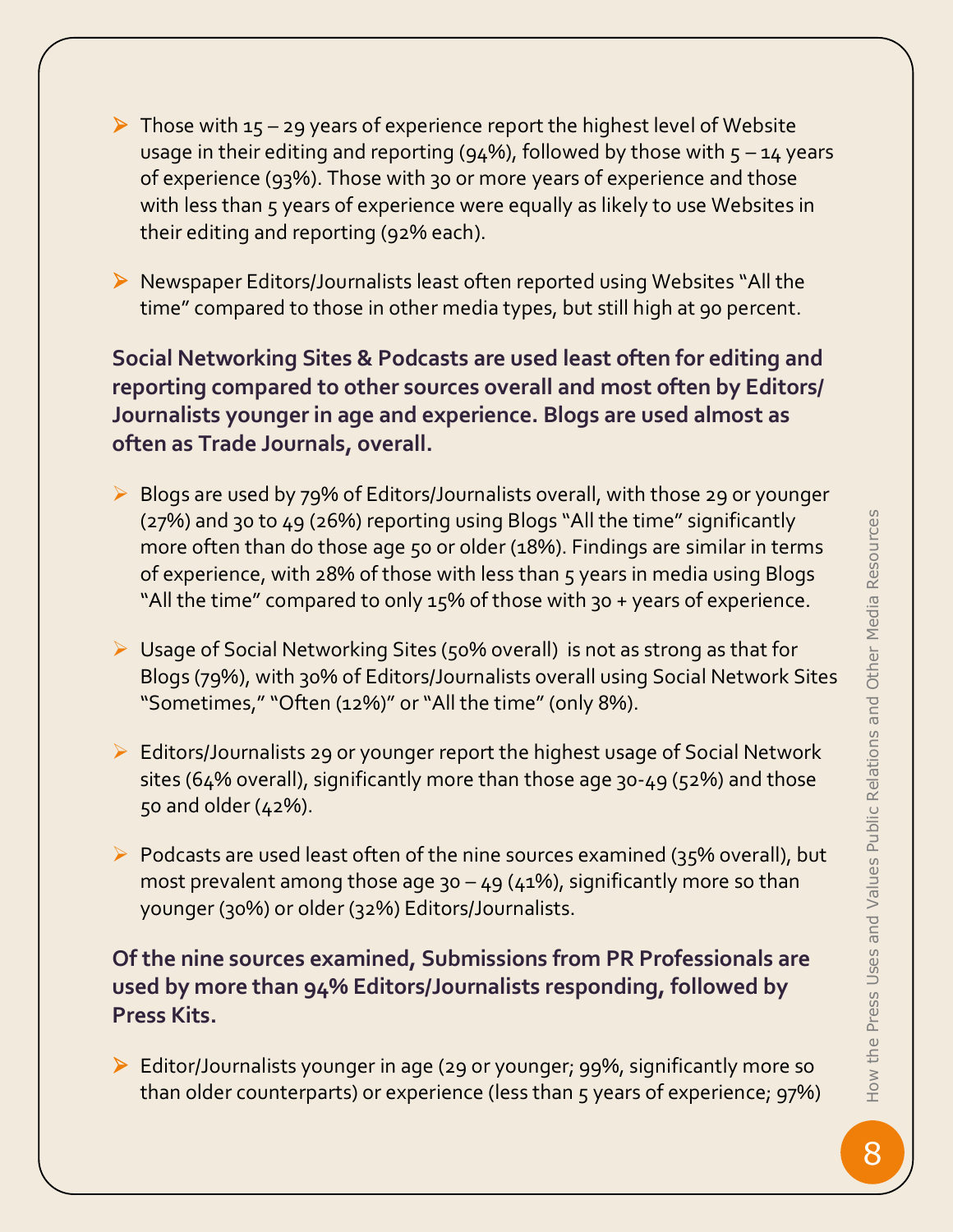- Those with 15 – 29 years of experience report the highest level of Website usage in their editing and reporting (94%), followed by those with 5 – 14 years of experience (93%). Those with 30 or more years of experience and those with less than 5 years of experience were equally as likely to use Websites in their editing and reporting (92% each).

- Newspaper Editors/Journalists least often reported using Websites "All the time" compared to those in other media types, but still high at 90 percent.

**Social Networking Sites & Podcasts are used least often for editing and reporting compared to other sources overall and most often by Editors/ Journalists younger in age and experience. Blogs are used almost as often as Trade Journals, overall.**

- Blogs are used by 79% of Editors/Journalists overall, with those 29 or younger (27%) and 30 to 49 (26%) reporting using Blogs "All the time" significantly more often than do those age 50 or older (18%). Findings are similar in terms of experience, with 28% of those with less than 5 years in media using Blogs "All the time" compared to only 15% of those with 30 + years of experience.

- Usage of Social Networking Sites (50% overall) is not as strong as that for Blogs (79%), with 30% of Editors/Journalists overall using Social Network Sites "Sometimes," "Often (12%)" or "All the time" (only 8%).

- Editors/Journalists 29 or younger report the highest usage of Social Network sites (64% overall), significantly more than those age 30-49 (52%) and those 50 and older (42%).

- Podcasts are used least often of the nine sources examined (35% overall), but most prevalent among those age 30 – 49 (41%), significantly more so than younger (30%) or older (32%) Editors/Journalists.

**Of the nine sources examined, Submissions from PR Professionals are used by more than 94% Editors/Journalists responding, followed by Press Kits.**

- Editor/Journalists younger in age (29 or younger; 99%, significantly more so than older counterparts) or experience (less than 5 years of experience; 97%)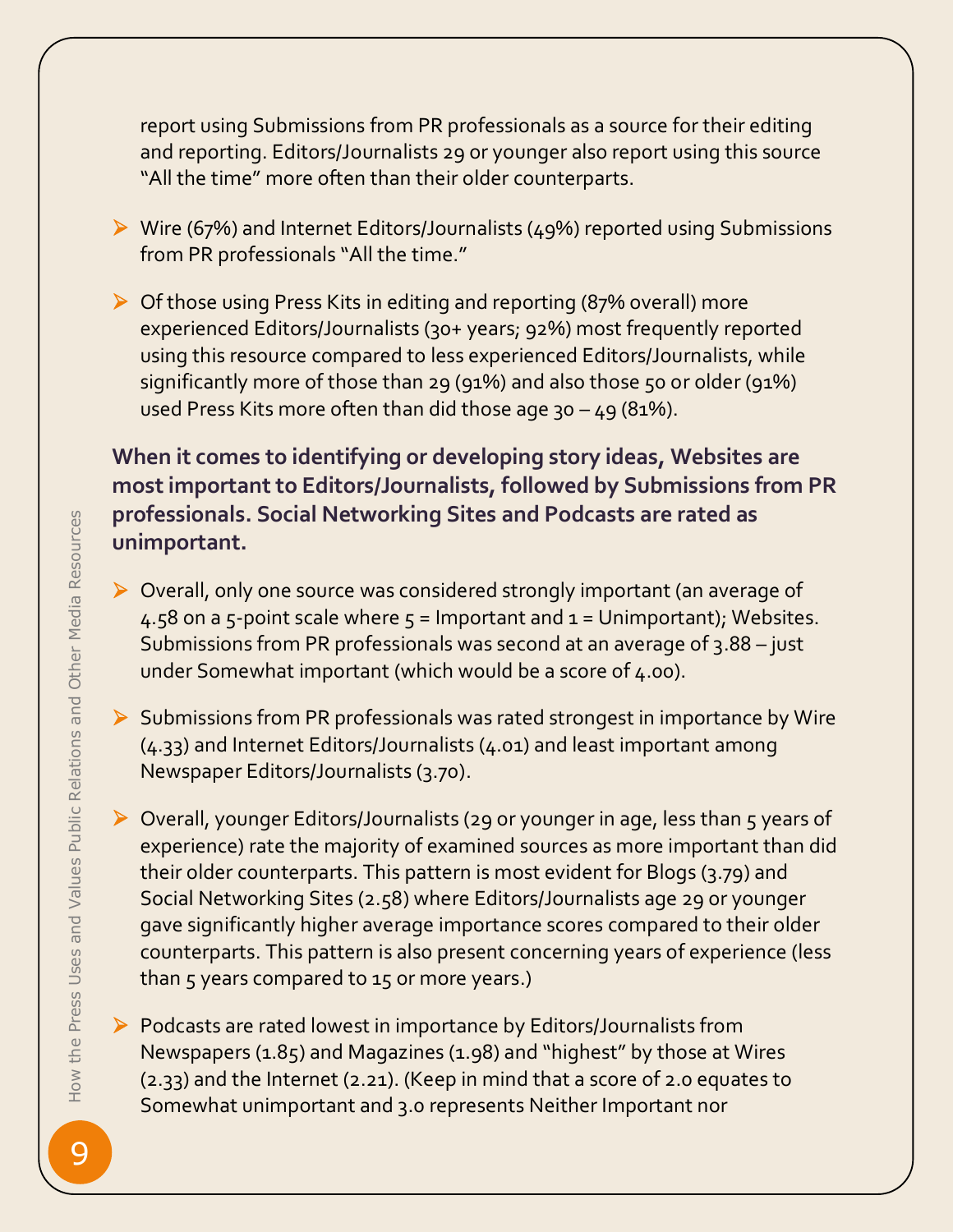report using Submissions from PR professionals as a source for their editing and reporting. Editors/Journalists 29 or younger also report using this source "All the time" more often than their older counterparts.

- Wire (67%) and Internet Editors/Journalists (49%) reported using Submissions from PR professionals "All the time."
- Of those using Press Kits in editing and reporting (87% overall) more experienced Editors/Journalists (30+ years; 92%) most frequently reported using this resource compared to less experienced Editors/Journalists, while significantly more of those than 29 (91%) and also those 50 or older (91%) used Press Kits more often than did those age 30 – 49 (81%).

**When it comes to identifying or developing story ideas, Websites are most important to Editors/Journalists, followed by Submissions from PR professionals. Social Networking Sites and Podcasts are rated as unimportant.**

- Overall, only one source was considered strongly important (an average of 4.58 on a 5-point scale where 5 = Important and 1 = Unimportant); Websites. Submissions from PR professionals was second at an average of 3.88 – just under Somewhat important (which would be a score of 4.00).
- Submissions from PR professionals was rated strongest in importance by Wire (4.33) and Internet Editors/Journalists (4.01) and least important among Newspaper Editors/Journalists (3.70).
- Overall, younger Editors/Journalists (29 or younger in age, less than 5 years of experience) rate the majority of examined sources as more important than did their older counterparts. This pattern is most evident for Blogs (3.79) and Social Networking Sites (2.58) where Editors/Journalists age 29 or younger gave significantly higher average importance scores compared to their older counterparts. This pattern is also present concerning years of experience (less than 5 years compared to 15 or more years.)
- Podcasts are rated lowest in importance by Editors/Journalists from Newspapers (1.85) and Magazines (1.98) and "highest" by those at Wires (2.33) and the Internet (2.21). (Keep in mind that a score of 2.0 equates to Somewhat unimportant and 3.0 represents Neither Important nor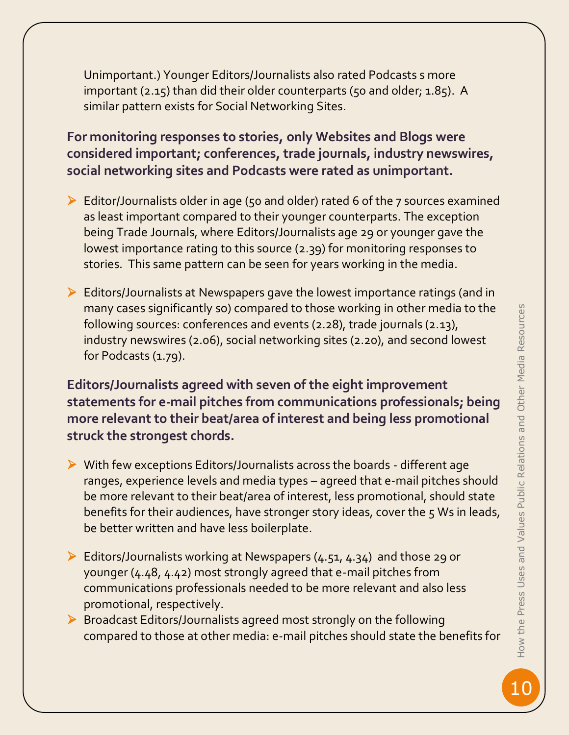Unimportant.) Younger Editors/Journalists also rated Podcasts s more important (2.15) than did their older counterparts (50 and older; 1.85). A similar pattern exists for Social Networking Sites.

**For monitoring responses to stories, only Websites and Blogs were considered important; conferences, trade journals, industry newswires, social networking sites and Podcasts were rated as unimportant.**

- Editor/Journalists older in age (50 and older) rated 6 of the 7 sources examined as least important compared to their younger counterparts. The exception being Trade Journals, where Editors/Journalists age 29 or younger gave the lowest importance rating to this source (2.39) for monitoring responses to stories. This same pattern can be seen for years working in the media.

- Editors/Journalists at Newspapers gave the lowest importance ratings (and in many cases significantly so) compared to those working in other media to the following sources: conferences and events (2.28), trade journals (2.13), industry newswires (2.06), social networking sites (2.20), and second lowest for Podcasts (1.79).

**Editors/Journalists agreed with seven of the eight improvement statements for e-mail pitches from communications professionals; being more relevant to their beat/area of interest and being less promotional struck the strongest chords.**

- With few exceptions Editors/Journalists across the boards - different age ranges, experience levels and media types – agreed that e-mail pitches should be more relevant to their beat/area of interest, less promotional, should state benefits for their audiences, have stronger story ideas, cover the 5 Ws in leads, be better written and have less boilerplate.

- Editors/Journalists working at Newspapers (4.51, 4.34) and those 29 or younger (4.48, 4.42) most strongly agreed that e-mail pitches from communications professionals needed to be more relevant and also less promotional, respectively.
- Broadcast Editors/Journalists agreed most strongly on the following compared to those at other media: e-mail pitches should state the benefits for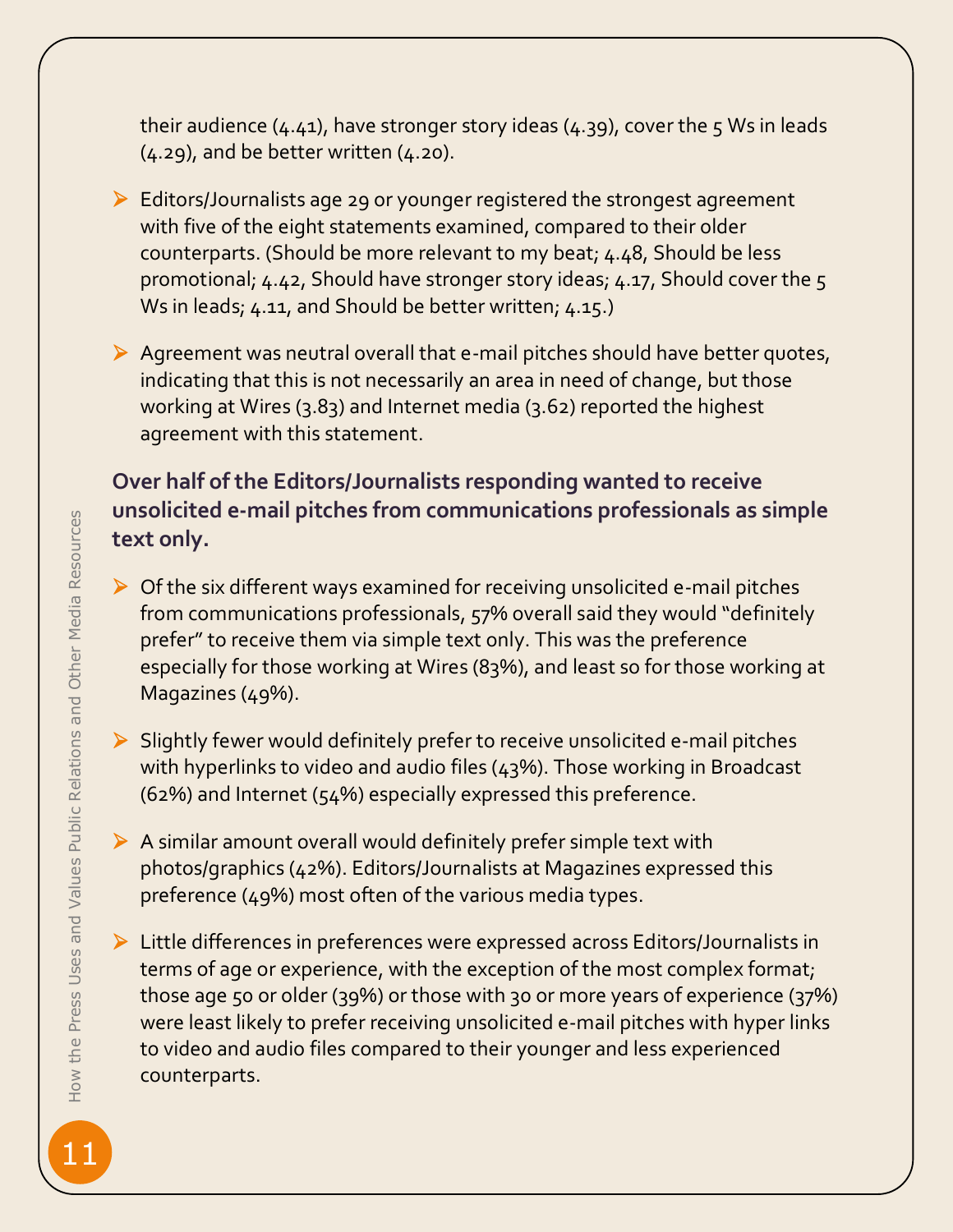their audience (4.41), have stronger story ideas (4.39), cover the 5 Ws in leads (4.29), and be better written (4.20).

- Editors/Journalists age 29 or younger registered the strongest agreement with five of the eight statements examined, compared to their older counterparts. (Should be more relevant to my beat; 4.48, Should be less promotional; 4.42, Should have stronger story ideas; 4.17, Should cover the 5 Ws in leads; 4.11, and Should be better written; 4.15.)

- Agreement was neutral overall that e-mail pitches should have better quotes, indicating that this is not necessarily an area in need of change, but those working at Wires (3.83) and Internet media (3.62) reported the highest agreement with this statement.

**Over half of the Editors/Journalists responding wanted to receive unsolicited e-mail pitches from communications professionals as simple text only.**

- Of the six different ways examined for receiving unsolicited e-mail pitches from communications professionals, 57% overall said they would "definitely prefer" to receive them via simple text only. This was the preference especially for those working at Wires (83%), and least so for those working at Magazines (49%).

- Slightly fewer would definitely prefer to receive unsolicited e-mail pitches with hyperlinks to video and audio files (43%). Those working in Broadcast (62%) and Internet (54%) especially expressed this preference.

- A similar amount overall would definitely prefer simple text with photos/graphics (42%). Editors/Journalists at Magazines expressed this preference (49%) most often of the various media types.

- Little differences in preferences were expressed across Editors/Journalists in terms of age or experience, with the exception of the most complex format; those age 50 or older (39%) or those with 30 or more years of experience (37%) were least likely to prefer receiving unsolicited e-mail pitches with hyper links to video and audio files compared to their younger and less experienced counterparts.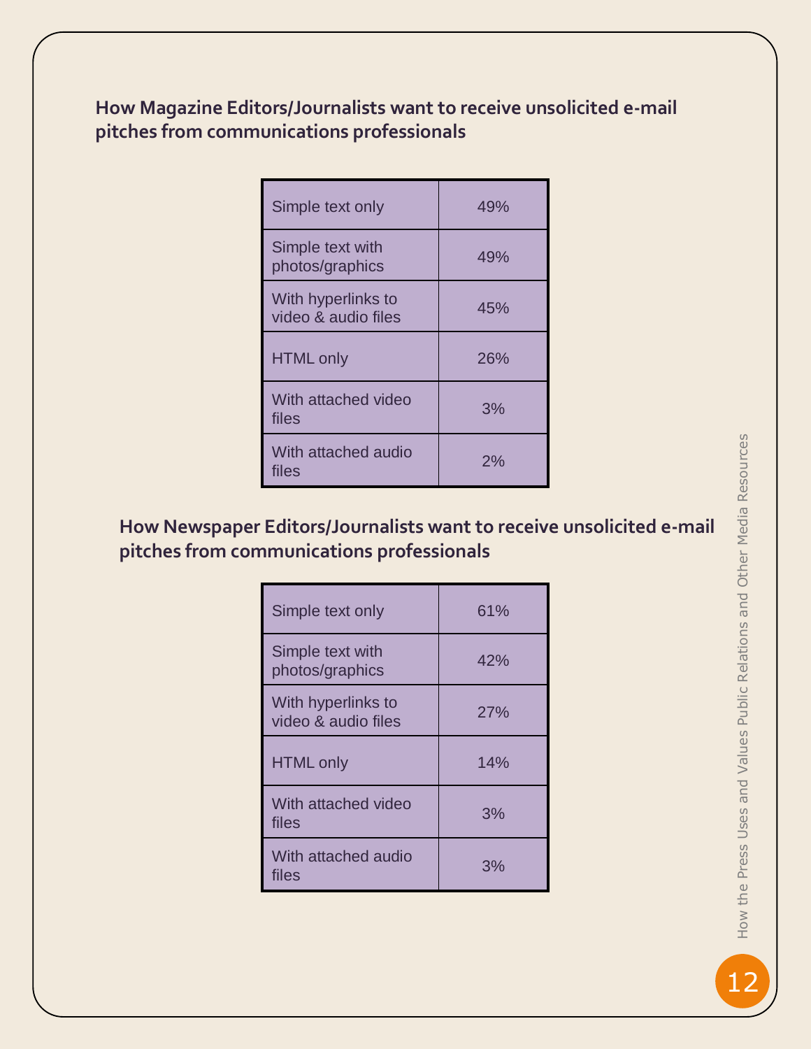### How Magazine Editors/Journalists want to receive unsolicited e-mail pitches from communications professionals

| | |
|---|---|
| Simple text only | 49% |
| Simple text with photos/graphics | 49% |
| With hyperlinks to video & audio files | 45% |
| HTML only | 26% |
| With attached video files | 3% |
| With attached audio files | 2% |

### How Newspaper Editors/Journalists want to receive unsolicited e-mail pitches from communications professionals

| | |
|---|---|
| Simple text only | 61% |
| Simple text with photos/graphics | 42% |
| With hyperlinks to video & audio files | 27% |
| HTML only | 14% |
| With attached video files | 3% |
| With attached audio files | 3% |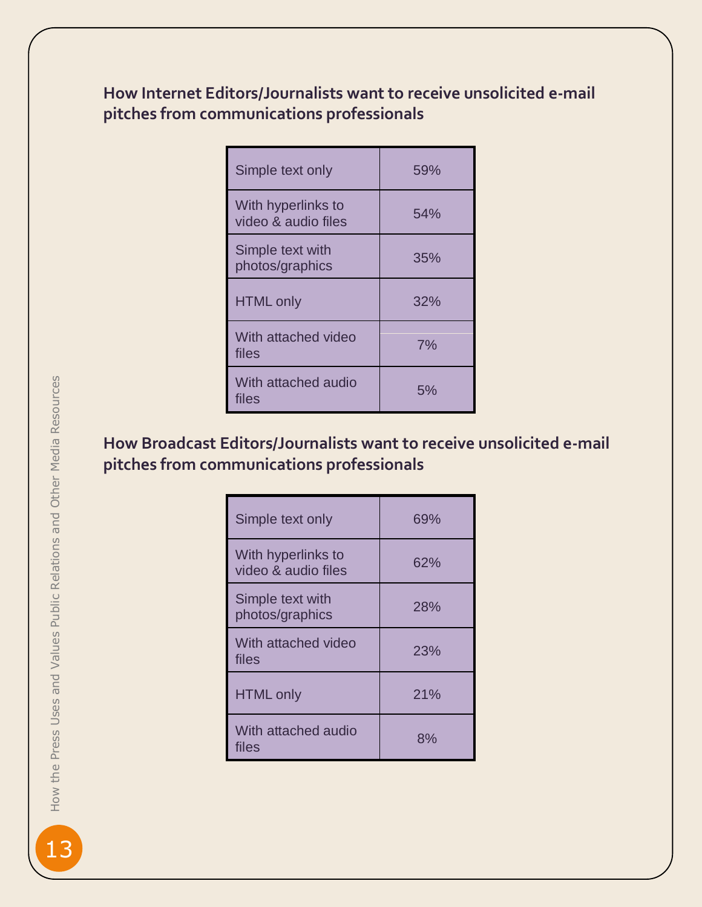### How Internet Editors/Journalists want to receive unsolicited e-mail pitches from communications professionals

| | |
|---|---|
| Simple text only | 59% |
| With hyperlinks to video & audio files | 54% |
| Simple text with photos/graphics | 35% |
| HTML only | 32% |
| With attached video files | 7% |
| With attached audio files | 5% |

### How Broadcast Editors/Journalists want to receive unsolicited e-mail pitches from communications professionals

| | |
|---|---|
| Simple text only | 69% |
| With hyperlinks to video & audio files | 62% |
| Simple text with photos/graphics | 28% |
| With attached video files | 23% |
| HTML only | 21% |
| With attached audio files | 8% |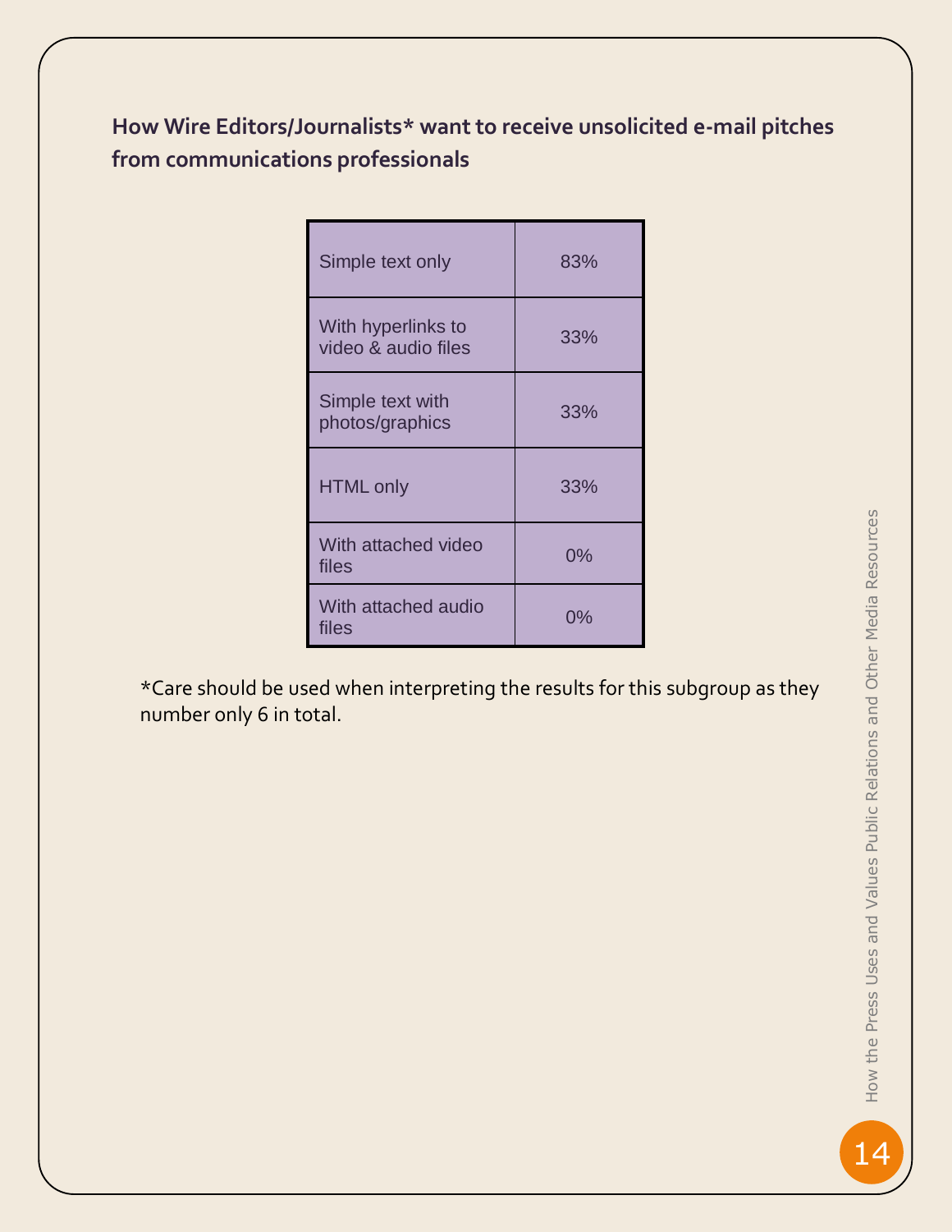**How Wire Editors/Journalists* want to receive unsolicited e-mail pitches from communications professionals**

| | |
|---|---|
| Simple text only | 83% |
| With hyperlinks to video & audio files | 33% |
| Simple text with photos/graphics | 33% |
| HTML only | 33% |
| With attached video files | 0% |
| With attached audio files | 0% |

*Care should be used when interpreting the results for this subgroup as they number only 6 in total.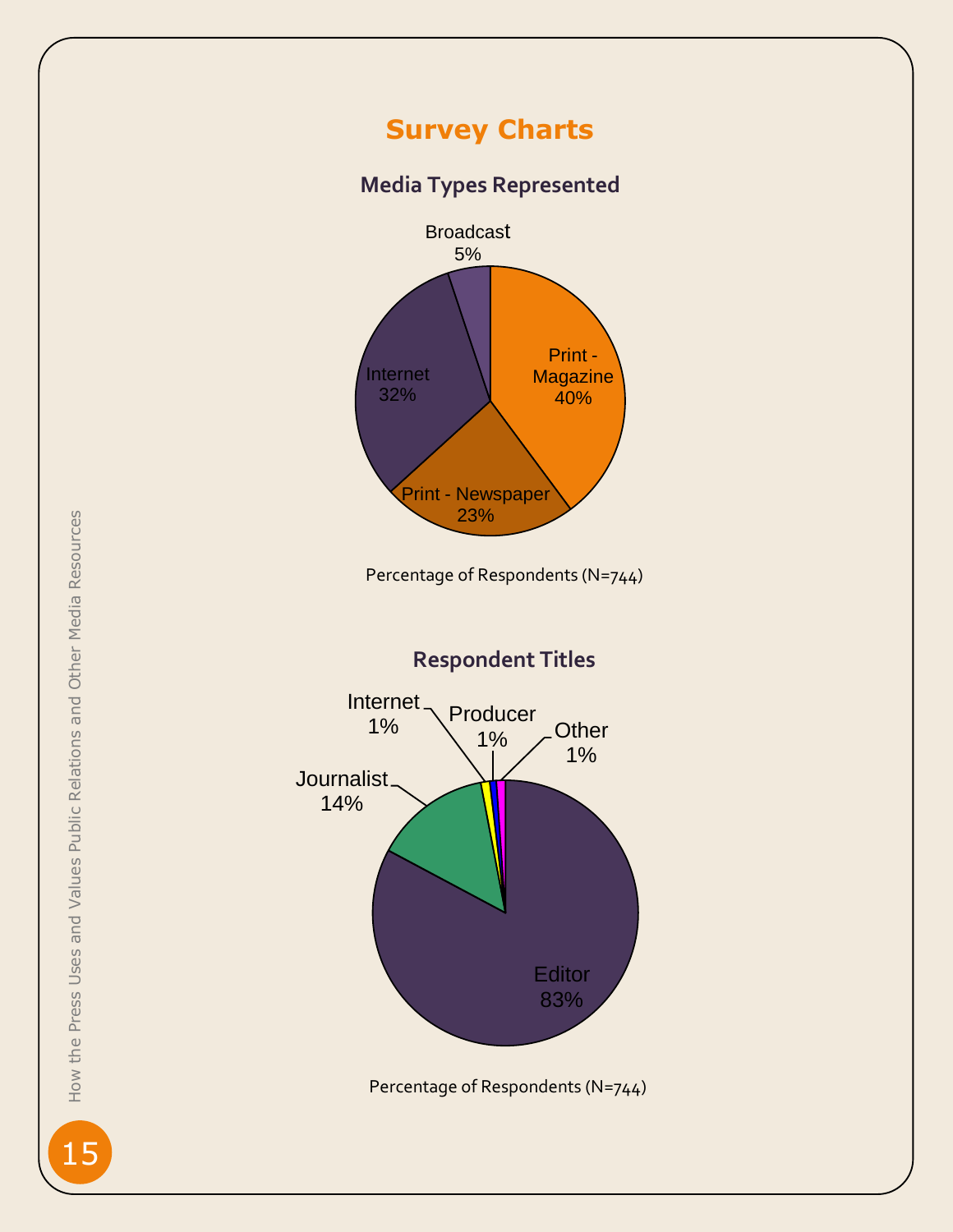# Survey Charts

## Media Types Represented

Broadcast 5%

Print - Magazine 40%

Print - Newspaper 23%

Internet 32%

Percentage of Respondents (N=744)

## Respondent Titles

Internet 1%

Producer 1%

Other 1%

Journalist 14%

Editor 83%

Percentage of Respondents (N=744)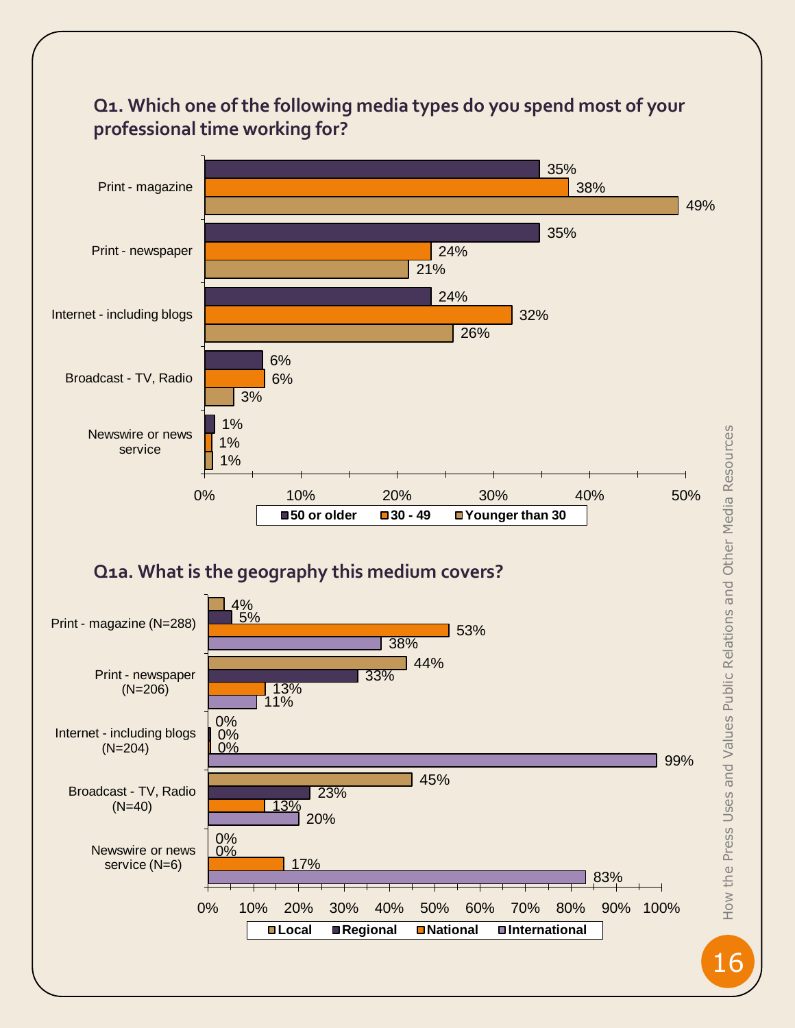## Q1. Which one of the following media types do you spend most of your professional time working for?

| Media type | 50 or older | 30 - 49 | Younger than 30 |
|---|---|---|---|
| Print - magazine | 35% | 38% | 49% |
| Print - newspaper | 35% | 24% | 21% |
| Internet - including blogs | 24% | 32% | 26% |
| Broadcast - TV, Radio | 6% | 6% | 3% |
| Newswire or news service | 1% | 1% | 1% |

## Q1a. What is the geography this medium covers?

| Medium | Local | Regional | National | International |
|---|---|---|---|---|
| Print - magazine (N=288) | 4% | 5% | 53% | 38% |
| Print - newspaper (N=206) | 44% | 33% | 13% | 11% |
| Internet - including blogs (N=204) | 0% | 0% | 0% | 99% |
| Broadcast - TV, Radio (N=40) | 45% | 23% | 13% | 20% |
| Newswire or news service (N=6) | 0% | 0% | 17% | 83% |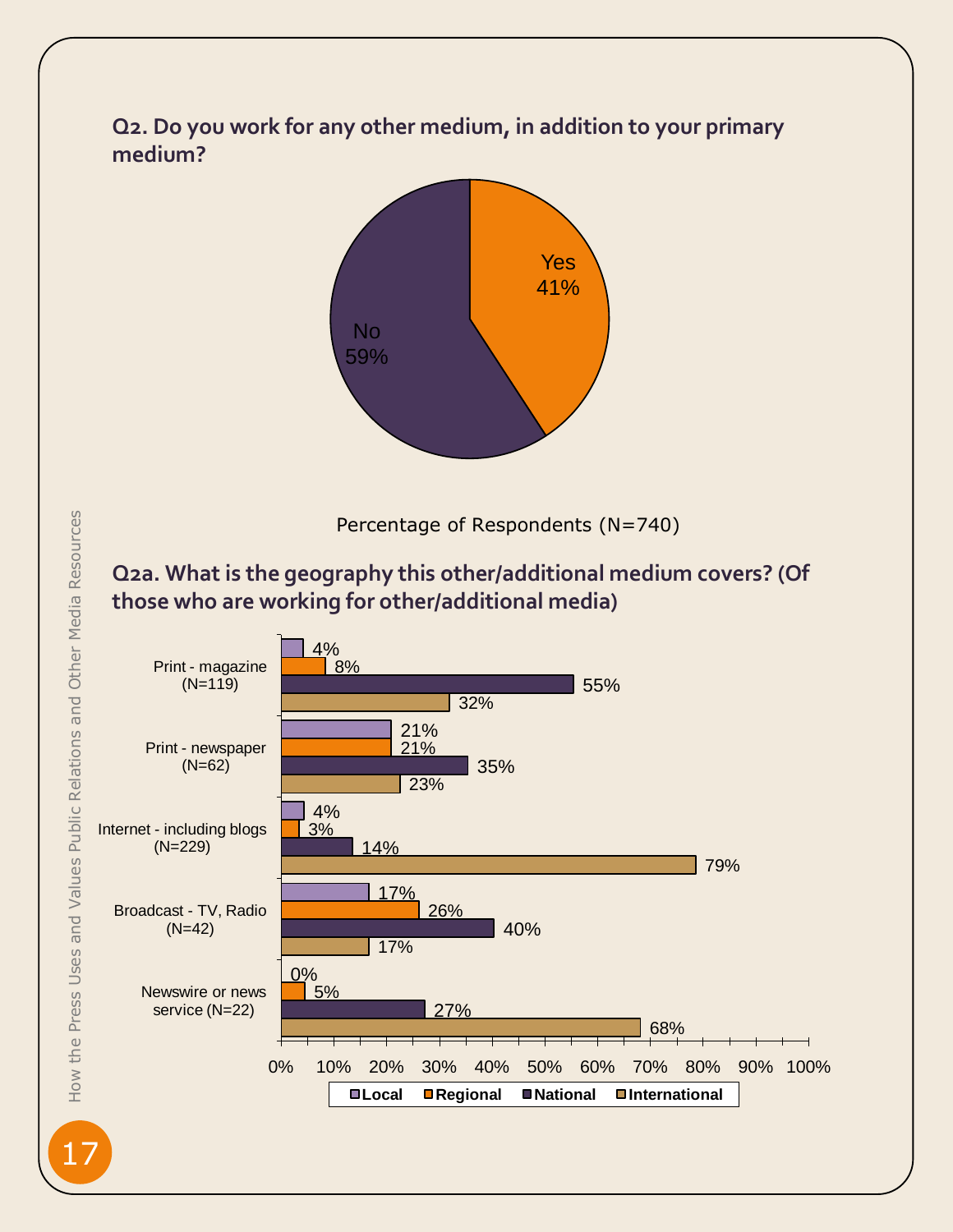## Q2. Do you work for any other medium, in addition to your primary medium?

| Response | Percentage |
|---|---|
| Yes | 41% |
| No | 59% |

Percentage of Respondents (N=740)

## Q2a. What is the geography this other/additional medium covers? (Of those who are working for other/additional media)

| Medium | Local | Regional | National | International |
|---|---|---|---|---|
| Print - magazine (N=119) | 4% | 8% | 55% | 32% |
| Print - newspaper (N=62) | 21% | 21% | 35% | 23% |
| Internet - including blogs (N=229) | 4% | 3% | 14% | 79% |
| Broadcast - TV, Radio (N=42) | 17% | 26% | 40% | 17% |
| Newswire or news service (N=22) | 0% | 5% | 27% | 68% |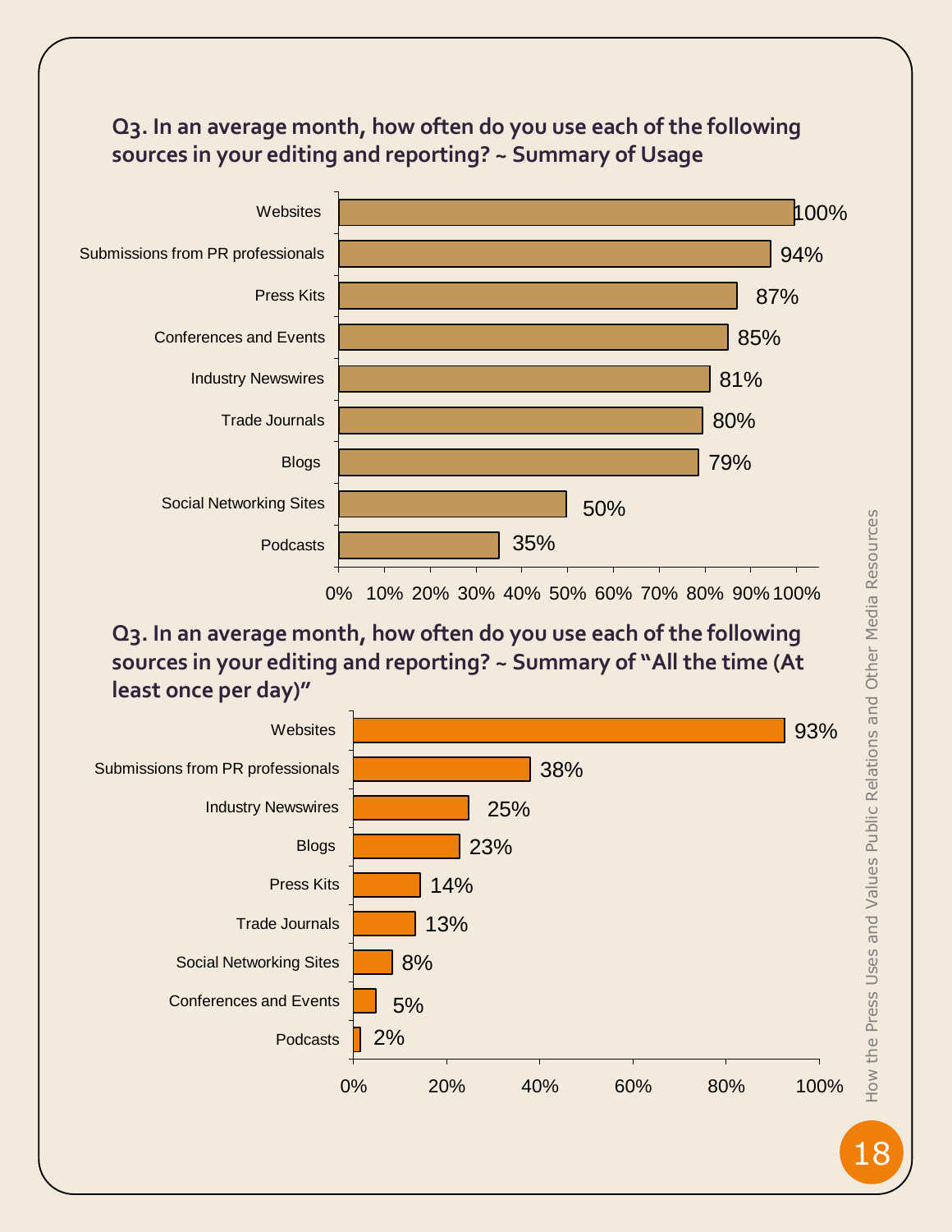### Q3. In an average month, how often do you use each of the following sources in your editing and reporting? ~ Summary of Usage

| Source | Usage |
|---|---|
| Websites | 100% |
| Submissions from PR professionals | 94% |
| Press Kits | 87% |
| Conferences and Events | 85% |
| Industry Newswires | 81% |
| Trade Journals | 80% |
| Blogs | 79% |
| Social Networking Sites | 50% |
| Podcasts | 35% |

### Q3. In an average month, how often do you use each of the following sources in your editing and reporting? ~ Summary of "All the time (At least once per day)"

| Source | All the time (At least once per day) |
|---|---|
| Websites | 93% |
| Submissions from PR professionals | 38% |
| Industry Newswires | 25% |
| Blogs | 23% |
| Press Kits | 14% |
| Trade Journals | 13% |
| Social Networking Sites | 8% |
| Conferences and Events | 5% |
| Podcasts | 2% |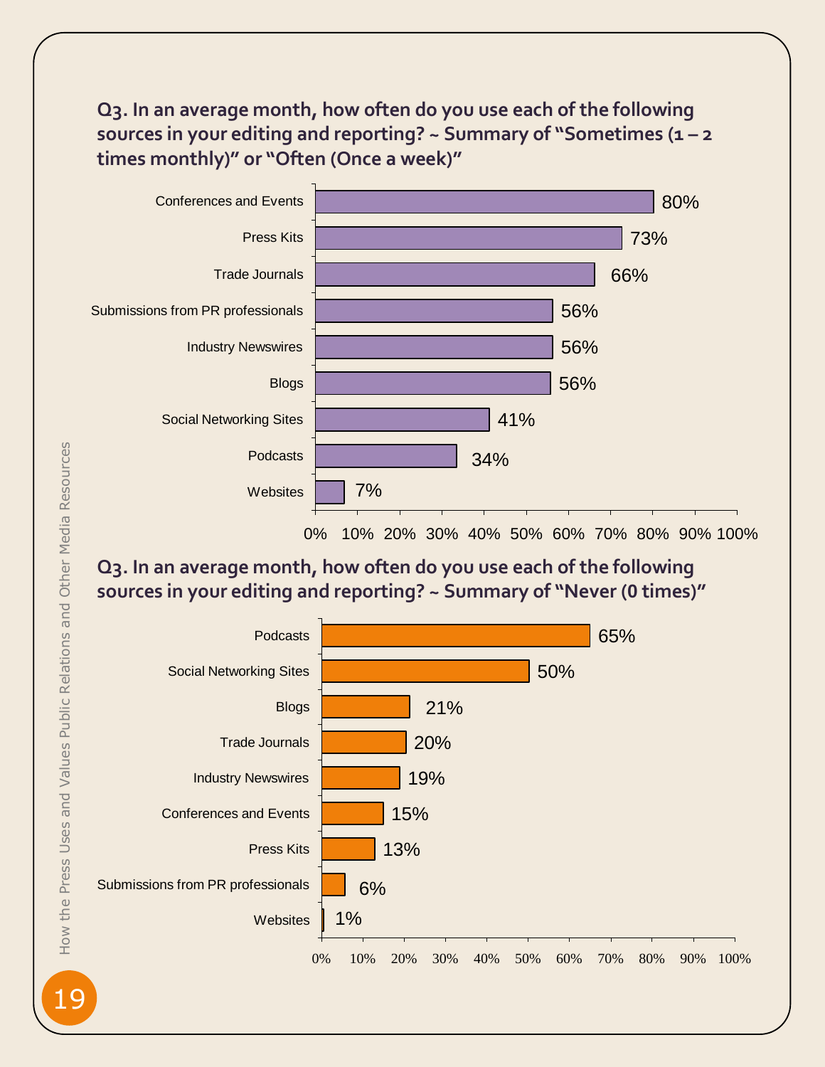## Q3. In an average month, how often do you use each of the following sources in your editing and reporting? ~ Summary of "Sometimes (1 – 2 times monthly)" or "Often (Once a week)"

| Source | Percentage |
|---|---|
| Conferences and Events | 80% |
| Press Kits | 73% |
| Trade Journals | 66% |
| Submissions from PR professionals | 56% |
| Industry Newswires | 56% |
| Blogs | 56% |
| Social Networking Sites | 41% |
| Podcasts | 34% |
| Websites | 7% |

## Q3. In an average month, how often do you use each of the following sources in your editing and reporting? ~ Summary of "Never (0 times)"

| Source | Percentage |
|---|---|
| Podcasts | 65% |
| Social Networking Sites | 50% |
| Blogs | 21% |
| Trade Journals | 20% |
| Industry Newswires | 19% |
| Conferences and Events | 15% |
| Press Kits | 13% |
| Submissions from PR professionals | 6% |
| Websites | 1% |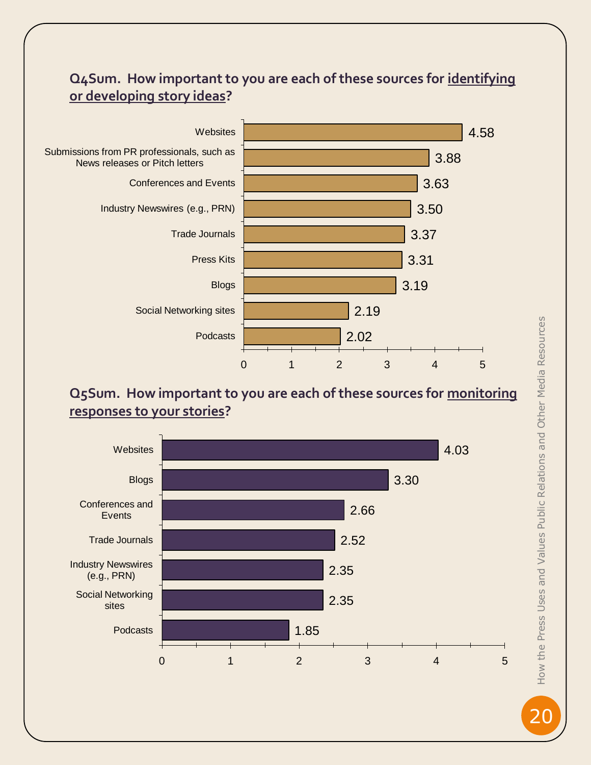**Q4Sum. How important to you are each of these sources for identifying or developing story ideas?**

| Source | Score |
| --- | --- |
| Websites | 4.58 |
| Submissions from PR professionals, such as News releases or Pitch letters | 3.88 |
| Conferences and Events | 3.63 |
| Industry Newswires (e.g., PRN) | 3.50 |
| Trade Journals | 3.37 |
| Press Kits | 3.31 |
| Blogs | 3.19 |
| Social Networking sites | 2.19 |
| Podcasts | 2.02 |

**Q5Sum. How important to you are each of these sources for monitoring responses to your stories?**

| Source | Score |
| --- | --- |
| Websites | 4.03 |
| Blogs | 3.30 |
| Conferences and Events | 2.66 |
| Trade Journals | 2.52 |
| Industry Newswires (e.g., PRN) | 2.35 |
| Social Networking sites | 2.35 |
| Podcasts | 1.85 |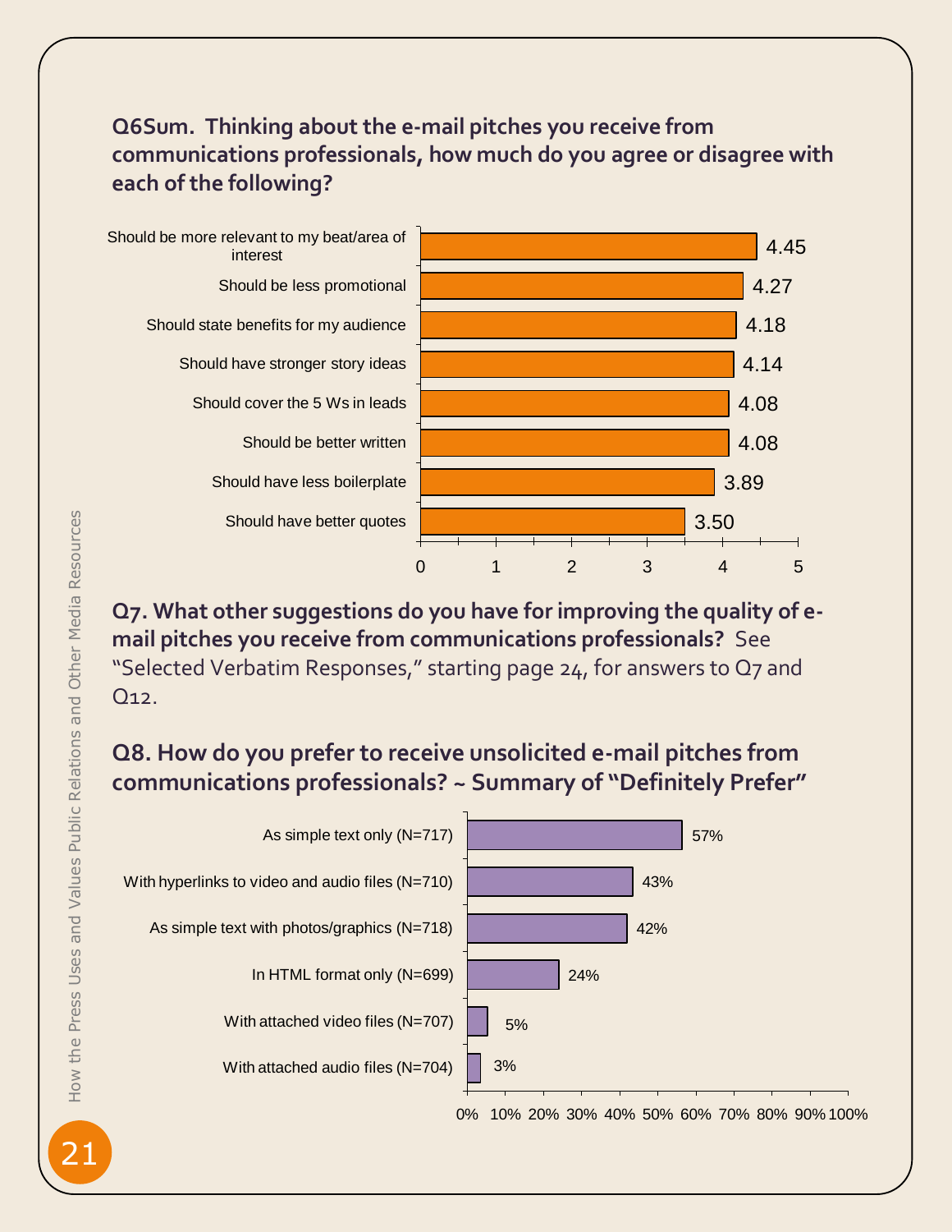**Q6Sum. Thinking about the e-mail pitches you receive from communications professionals, how much do you agree or disagree with each of the following?**

| Statement | Mean |
|---|---|
| Should be more relevant to my beat/area of interest | 4.45 |
| Should be less promotional | 4.27 |
| Should state benefits for my audience | 4.18 |
| Should have stronger story ideas | 4.14 |
| Should cover the 5 Ws in leads | 4.08 |
| Should be better written | 4.08 |
| Should have less boilerplate | 3.89 |
| Should have better quotes | 3.50 |

**Q7. What other suggestions do you have for improving the quality of e-mail pitches you receive from communications professionals?** See "Selected Verbatim Responses," starting page 24, for answers to Q7 and Q12.

**Q8. How do you prefer to receive unsolicited e-mail pitches from communications professionals? ~ Summary of "Definitely Prefer"**

| Format | Definitely Prefer |
|---|---|
| As simple text only (N=717) | 57% |
| With hyperlinks to video and audio files (N=710) | 43% |
| As simple text with photos/graphics (N=718) | 42% |
| In HTML format only (N=699) | 24% |
| With attached video files (N=707) | 5% |
| With attached audio files (N=704) | 3% |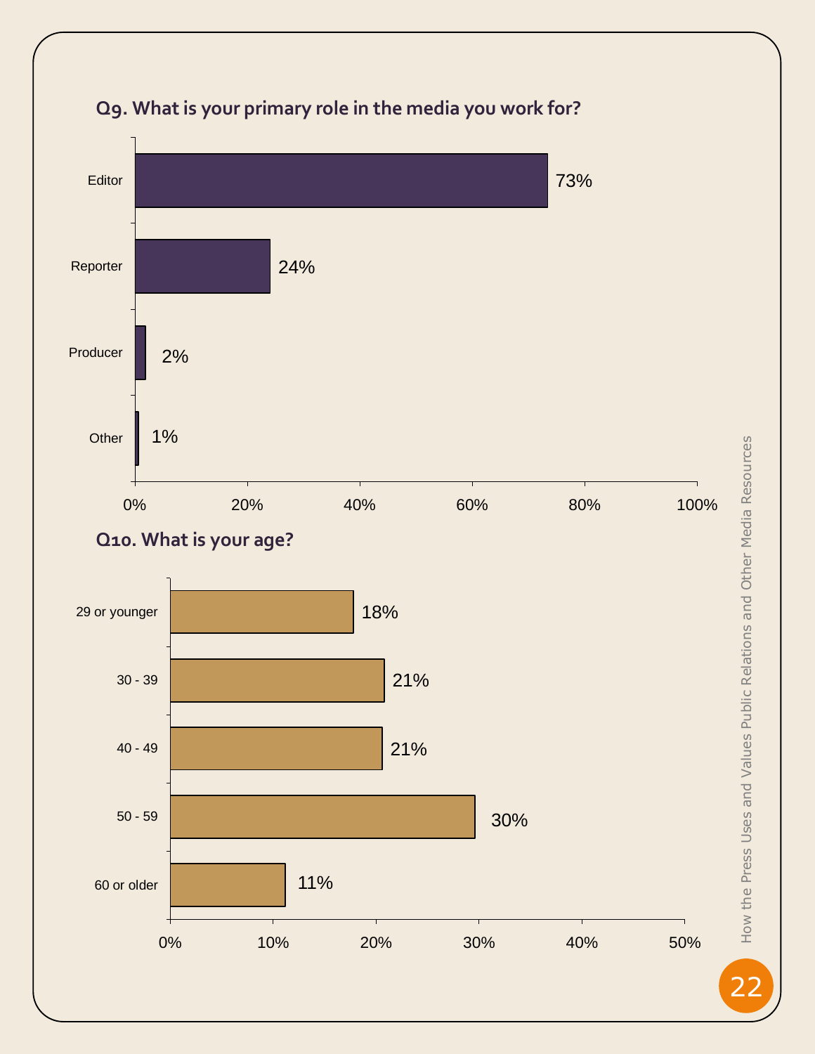## Q9. What is your primary role in the media you work for?

| Role | Percentage |
|---|---|
| Editor | 73% |
| Reporter | 24% |
| Producer | 2% |
| Other | 1% |

## Q10. What is your age?

| Age | Percentage |
|---|---|
| 29 or younger | 18% |
| 30 - 39 | 21% |
| 40 - 49 | 21% |
| 50 - 59 | 30% |
| 60 or older | 11% |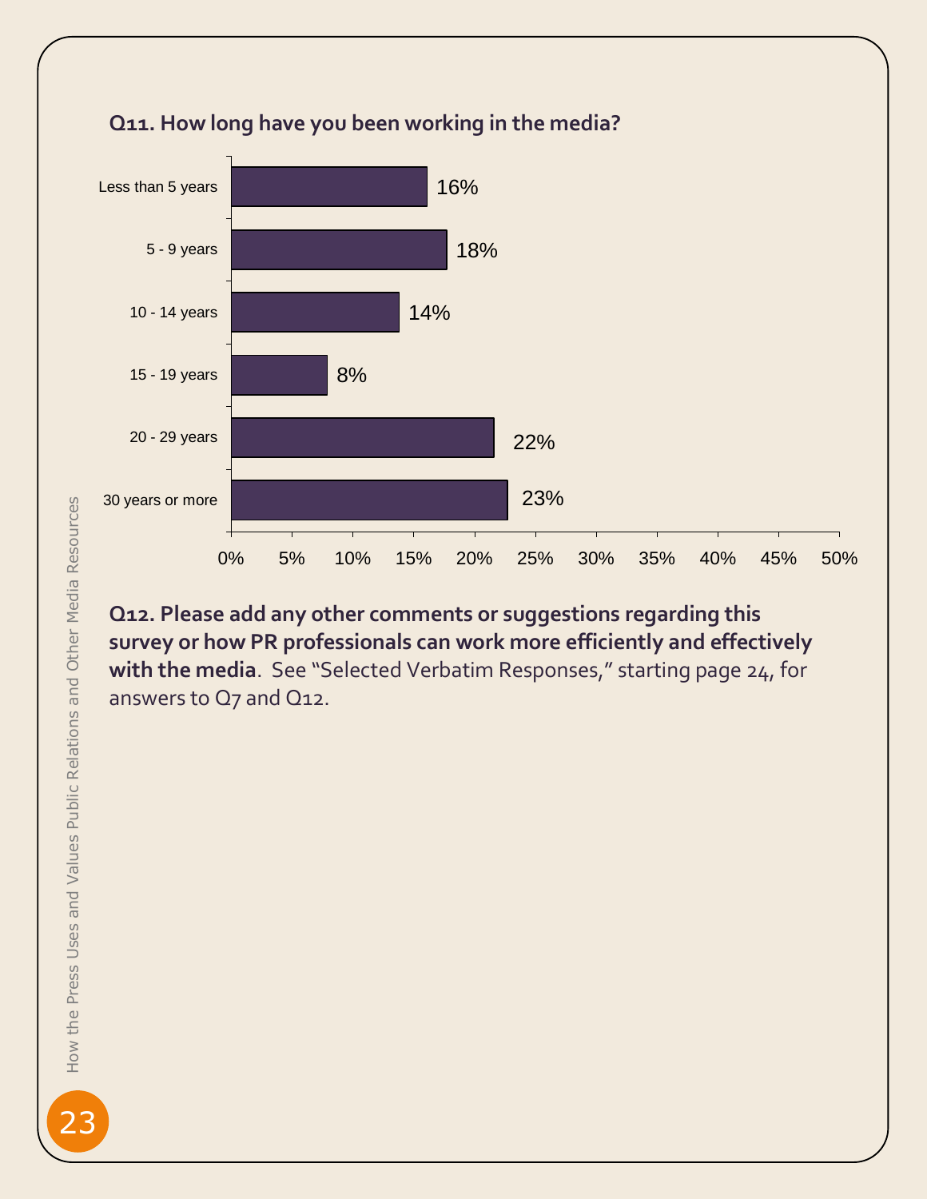**Q11. How long have you been working in the media?**

| How long working in the media | Percent |
|---|---|
| Less than 5 years | 16% |
| 5 - 9 years | 18% |
| 10 - 14 years | 14% |
| 15 - 19 years | 8% |
| 20 - 29 years | 22% |
| 30 years or more | 23% |

**Q12. Please add any other comments or suggestions regarding this survey or how PR professionals can work more efficiently and effectively with the media**. See "Selected Verbatim Responses," starting page 24, for answers to Q7 and Q12.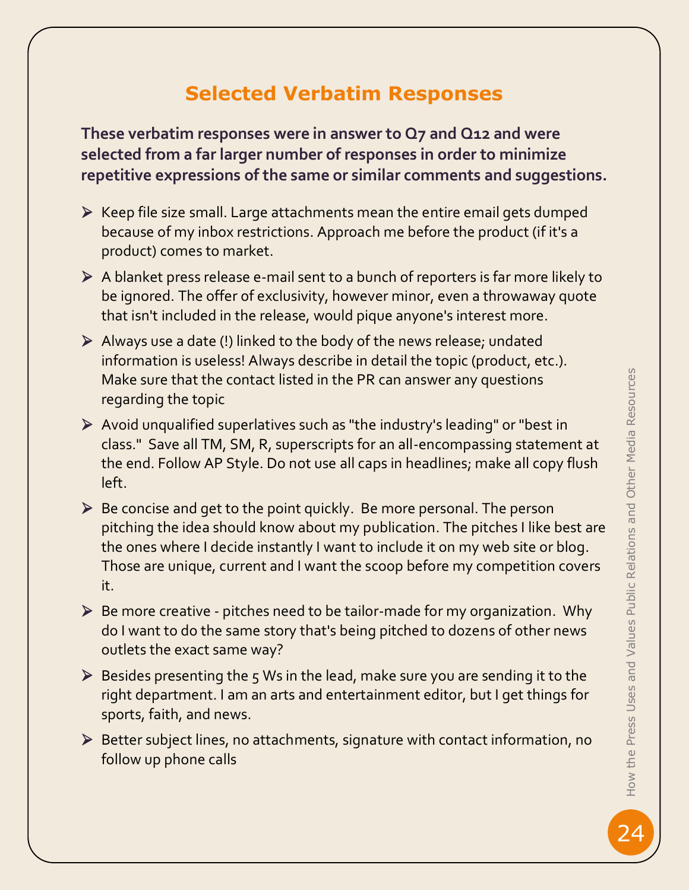## Selected Verbatim Responses

**These verbatim responses were in answer to Q7 and Q12 and were selected from a far larger number of responses in order to minimize repetitive expressions of the same or similar comments and suggestions.**

- Keep file size small. Large attachments mean the entire email gets dumped because of my inbox restrictions. Approach me before the product (if it's a product) comes to market.
- A blanket press release e-mail sent to a bunch of reporters is far more likely to be ignored. The offer of exclusivity, however minor, even a throwaway quote that isn't included in the release, would pique anyone's interest more.
- Always use a date (!) linked to the body of the news release; undated information is useless! Always describe in detail the topic (product, etc.). Make sure that the contact listed in the PR can answer any questions regarding the topic
- Avoid unqualified superlatives such as "the industry's leading" or "best in class." Save all TM, SM, R, superscripts for an all-encompassing statement at the end. Follow AP Style. Do not use all caps in headlines; make all copy flush left.
- Be concise and get to the point quickly. Be more personal. The person pitching the idea should know about my publication. The pitches I like best are the ones where I decide instantly I want to include it on my web site or blog. Those are unique, current and I want the scoop before my competition covers it.
- Be more creative - pitches need to be tailor-made for my organization. Why do I want to do the same story that's being pitched to dozens of other news outlets the exact same way?
- Besides presenting the 5 Ws in the lead, make sure you are sending it to the right department. I am an arts and entertainment editor, but I get things for sports, faith, and news.
- Better subject lines, no attachments, signature with contact information, no follow up phone calls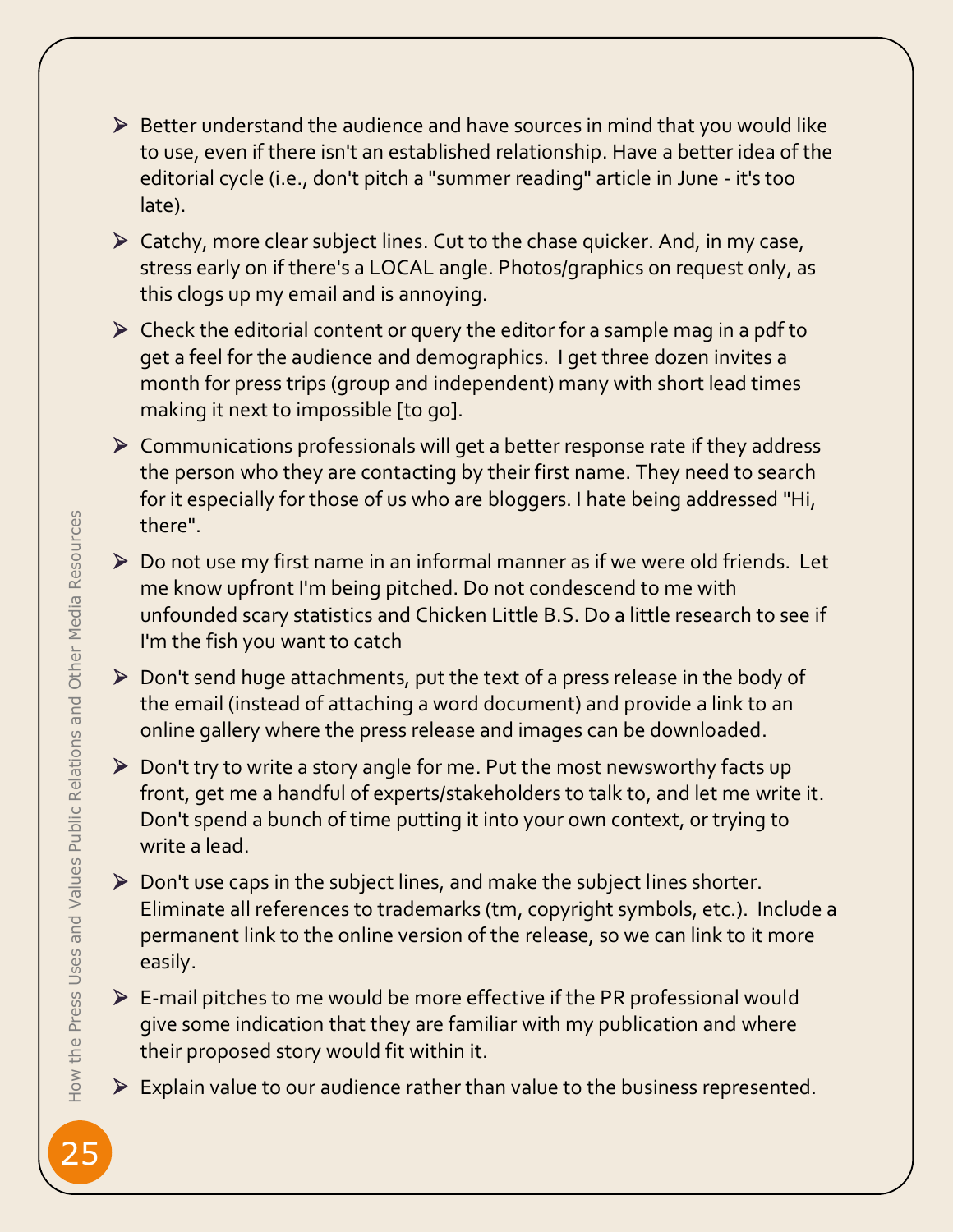- Better understand the audience and have sources in mind that you would like to use, even if there isn't an established relationship. Have a better idea of the editorial cycle (i.e., don't pitch a "summer reading" article in June - it's too late).
- Catchy, more clear subject lines. Cut to the chase quicker. And, in my case, stress early on if there's a LOCAL angle. Photos/graphics on request only, as this clogs up my email and is annoying.
- Check the editorial content or query the editor for a sample mag in a pdf to get a feel for the audience and demographics. I get three dozen invites a month for press trips (group and independent) many with short lead times making it next to impossible [to go].
- Communications professionals will get a better response rate if they address the person who they are contacting by their first name. They need to search for it especially for those of us who are bloggers. I hate being addressed "Hi, there".
- Do not use my first name in an informal manner as if we were old friends. Let me know upfront I'm being pitched. Do not condescend to me with unfounded scary statistics and Chicken Little B.S. Do a little research to see if I'm the fish you want to catch
- Don't send huge attachments, put the text of a press release in the body of the email (instead of attaching a word document) and provide a link to an online gallery where the press release and images can be downloaded.
- Don't try to write a story angle for me. Put the most newsworthy facts up front, get me a handful of experts/stakeholders to talk to, and let me write it. Don't spend a bunch of time putting it into your own context, or trying to write a lead.
- Don't use caps in the subject lines, and make the subject lines shorter. Eliminate all references to trademarks (tm, copyright symbols, etc.). Include a permanent link to the online version of the release, so we can link to it more easily.
- E-mail pitches to me would be more effective if the PR professional would give some indication that they are familiar with my publication and where their proposed story would fit within it.
- Explain value to our audience rather than value to the business represented.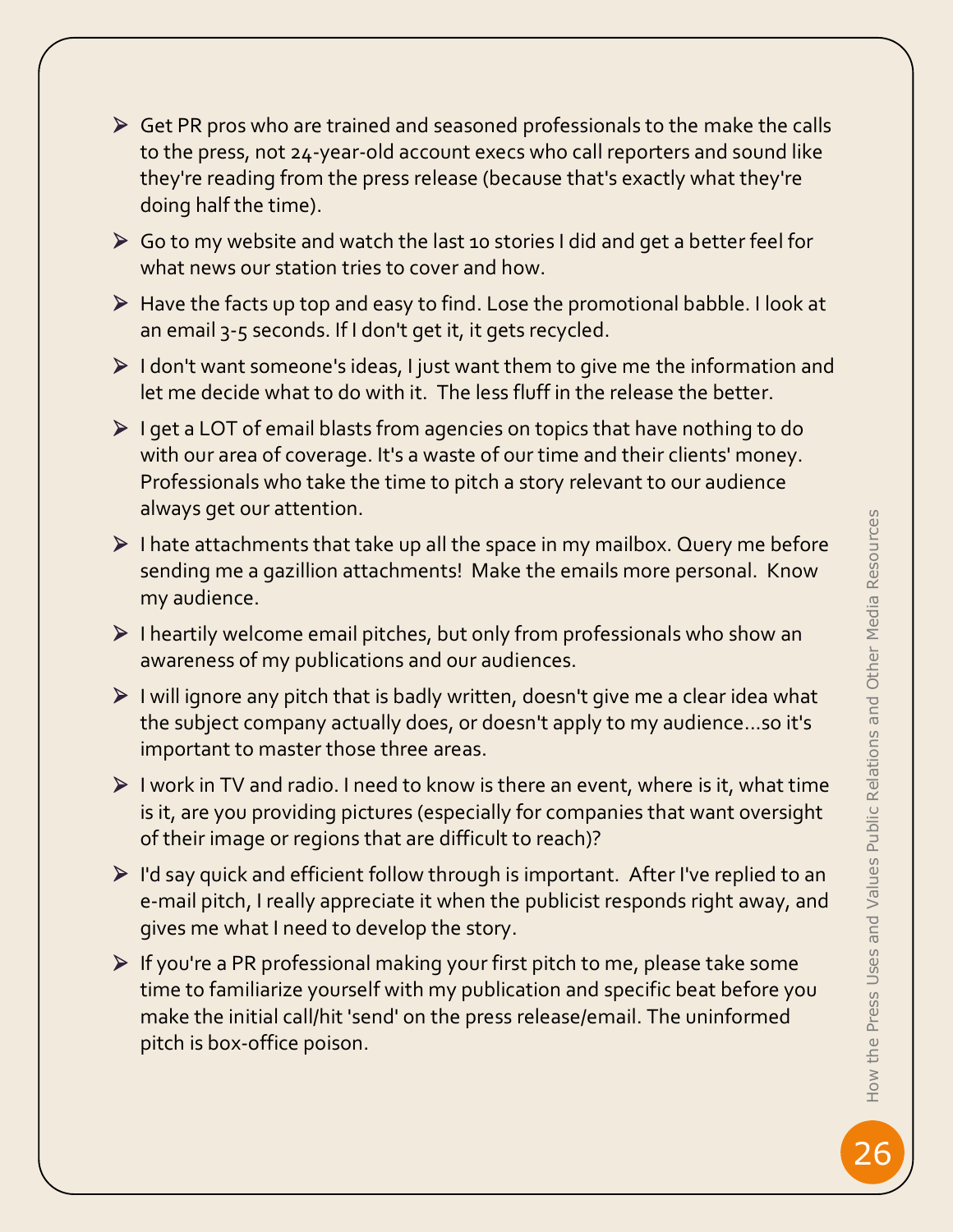- Get PR pros who are trained and seasoned professionals to the make the calls to the press, not 24-year-old account execs who call reporters and sound like they're reading from the press release (because that's exactly what they're doing half the time).
- Go to my website and watch the last 10 stories I did and get a better feel for what news our station tries to cover and how.
- Have the facts up top and easy to find. Lose the promotional babble. I look at an email 3-5 seconds. If I don't get it, it gets recycled.
- I don't want someone's ideas, I just want them to give me the information and let me decide what to do with it. The less fluff in the release the better.
- I get a LOT of email blasts from agencies on topics that have nothing to do with our area of coverage. It's a waste of our time and their clients' money. Professionals who take the time to pitch a story relevant to our audience always get our attention.
- I hate attachments that take up all the space in my mailbox. Query me before sending me a gazillion attachments! Make the emails more personal. Know my audience.
- I heartily welcome email pitches, but only from professionals who show an awareness of my publications and our audiences.
- I will ignore any pitch that is badly written, doesn't give me a clear idea what the subject company actually does, or doesn't apply to my audience…so it's important to master those three areas.
- I work in TV and radio. I need to know is there an event, where is it, what time is it, are you providing pictures (especially for companies that want oversight of their image or regions that are difficult to reach)?
- I'd say quick and efficient follow through is important. After I've replied to an e-mail pitch, I really appreciate it when the publicist responds right away, and gives me what I need to develop the story.
- If you're a PR professional making your first pitch to me, please take some time to familiarize yourself with my publication and specific beat before you make the initial call/hit 'send' on the press release/email. The uninformed pitch is box-office poison.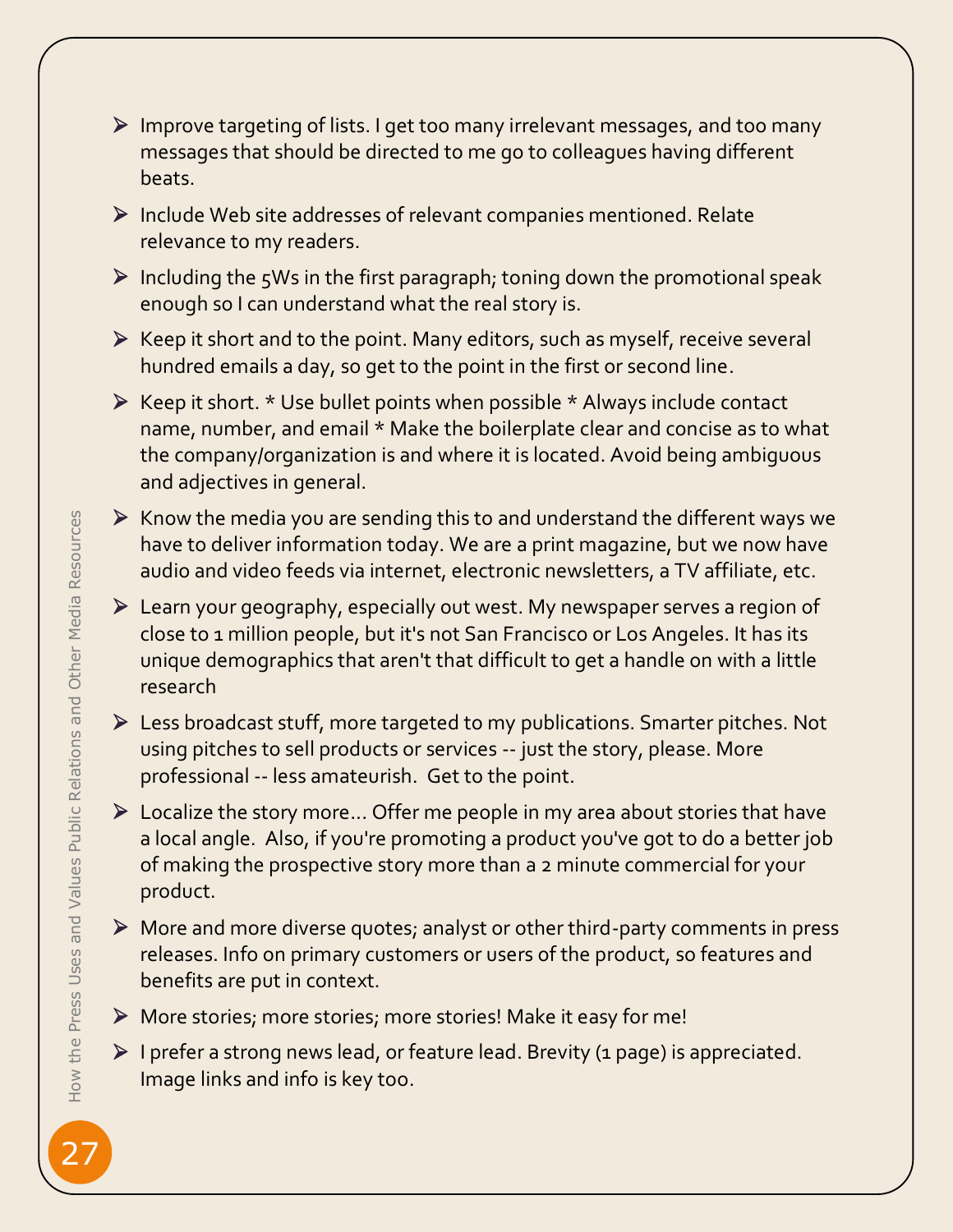- Improve targeting of lists. I get too many irrelevant messages, and too many messages that should be directed to me go to colleagues having different beats.
- Include Web site addresses of relevant companies mentioned. Relate relevance to my readers.
- Including the 5Ws in the first paragraph; toning down the promotional speak enough so I can understand what the real story is.
- Keep it short and to the point. Many editors, such as myself, receive several hundred emails a day, so get to the point in the first or second line.
- Keep it short. * Use bullet points when possible * Always include contact name, number, and email * Make the boilerplate clear and concise as to what the company/organization is and where it is located. Avoid being ambiguous and adjectives in general.
- Know the media you are sending this to and understand the different ways we have to deliver information today. We are a print magazine, but we now have audio and video feeds via internet, electronic newsletters, a TV affiliate, etc.
- Learn your geography, especially out west. My newspaper serves a region of close to 1 million people, but it's not San Francisco or Los Angeles. It has its unique demographics that aren't that difficult to get a handle on with a little research
- Less broadcast stuff, more targeted to my publications. Smarter pitches. Not using pitches to sell products or services -- just the story, please. More professional -- less amateurish. Get to the point.
- Localize the story more... Offer me people in my area about stories that have a local angle. Also, if you're promoting a product you've got to do a better job of making the prospective story more than a 2 minute commercial for your product.
- More and more diverse quotes; analyst or other third-party comments in press releases. Info on primary customers or users of the product, so features and benefits are put in context.
- More stories; more stories; more stories! Make it easy for me!
- I prefer a strong news lead, or feature lead. Brevity (1 page) is appreciated. Image links and info is key too.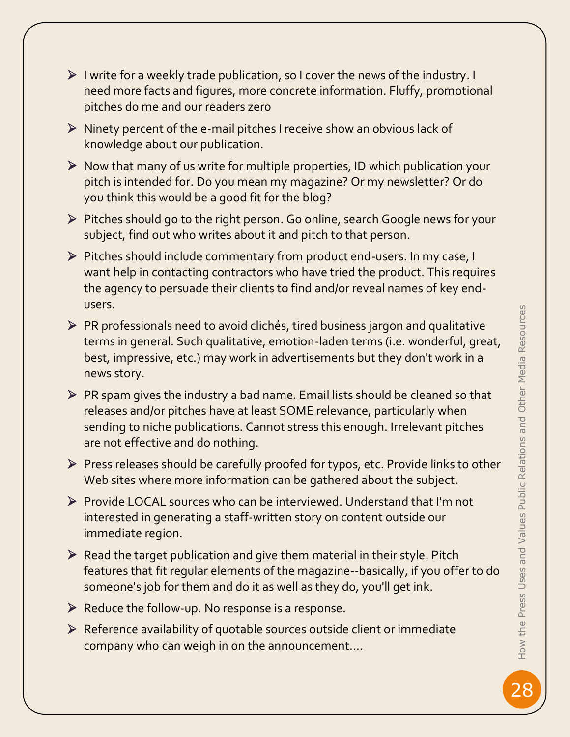- I write for a weekly trade publication, so I cover the news of the industry. I need more facts and figures, more concrete information. Fluffy, promotional pitches do me and our readers zero
- Ninety percent of the e-mail pitches I receive show an obvious lack of knowledge about our publication.
- Now that many of us write for multiple properties, ID which publication your pitch is intended for. Do you mean my magazine? Or my newsletter? Or do you think this would be a good fit for the blog?
- Pitches should go to the right person. Go online, search Google news for your subject, find out who writes about it and pitch to that person.
- Pitches should include commentary from product end-users. In my case, I want help in contacting contractors who have tried the product. This requires the agency to persuade their clients to find and/or reveal names of key end-users.
- PR professionals need to avoid clichés, tired business jargon and qualitative terms in general. Such qualitative, emotion-laden terms (i.e. wonderful, great, best, impressive, etc.) may work in advertisements but they don't work in a news story.
- PR spam gives the industry a bad name. Email lists should be cleaned so that releases and/or pitches have at least SOME relevance, particularly when sending to niche publications. Cannot stress this enough. Irrelevant pitches are not effective and do nothing.
- Press releases should be carefully proofed for typos, etc. Provide links to other Web sites where more information can be gathered about the subject.
- Provide LOCAL sources who can be interviewed. Understand that I'm not interested in generating a staff-written story on content outside our immediate region.
- Read the target publication and give them material in their style. Pitch features that fit regular elements of the magazine--basically, if you offer to do someone's job for them and do it as well as they do, you'll get ink.
- Reduce the follow-up. No response is a response.
- Reference availability of quotable sources outside client or immediate company who can weigh in on the announcement....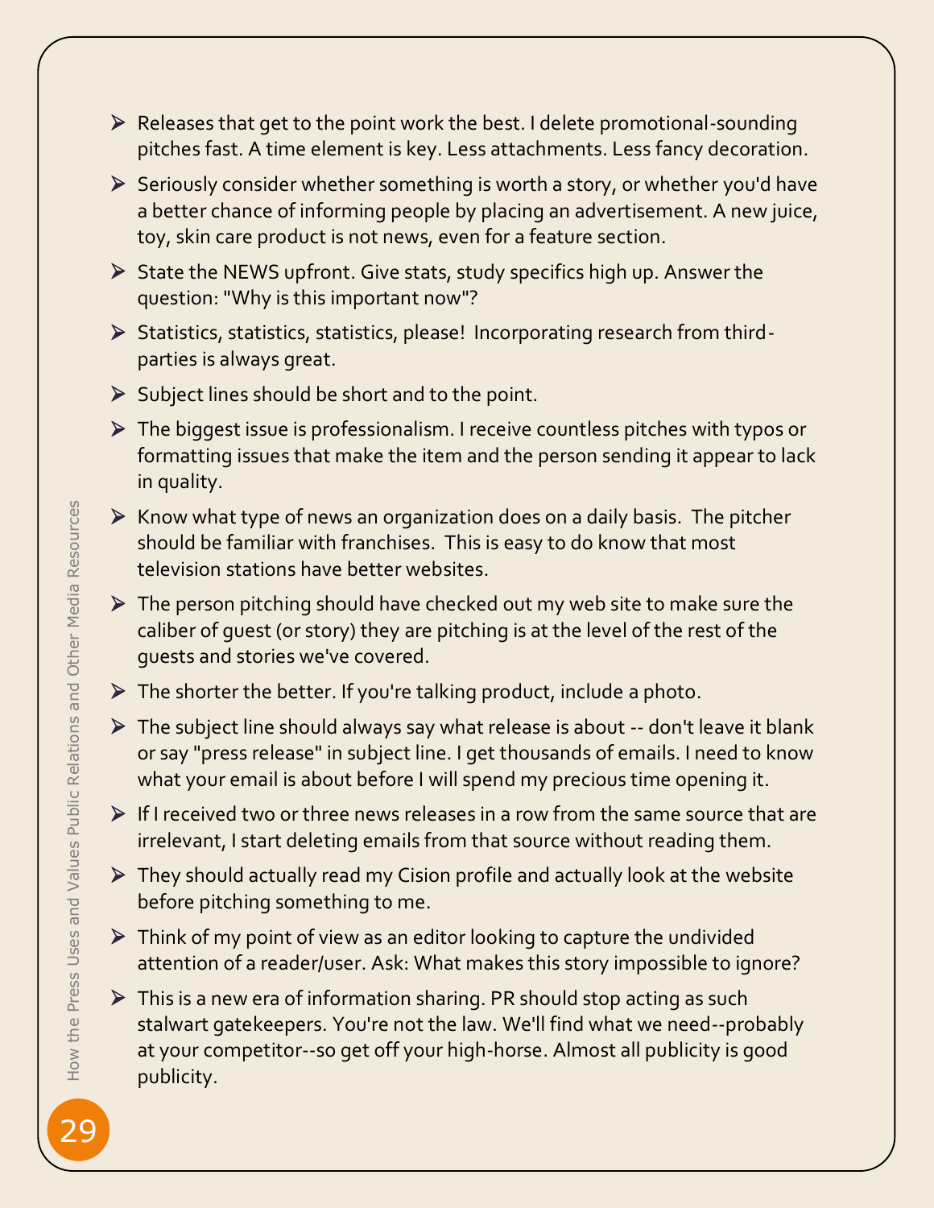- Releases that get to the point work the best. I delete promotional-sounding pitches fast. A time element is key. Less attachments. Less fancy decoration.
- Seriously consider whether something is worth a story, or whether you'd have a better chance of informing people by placing an advertisement. A new juice, toy, skin care product is not news, even for a feature section.
- State the NEWS upfront. Give stats, study specifics high up. Answer the question: "Why is this important now"?
- Statistics, statistics, statistics, please! Incorporating research from third-parties is always great.
- Subject lines should be short and to the point.
- The biggest issue is professionalism. I receive countless pitches with typos or formatting issues that make the item and the person sending it appear to lack in quality.
- Know what type of news an organization does on a daily basis. The pitcher should be familiar with franchises. This is easy to do know that most television stations have better websites.
- The person pitching should have checked out my web site to make sure the caliber of guest (or story) they are pitching is at the level of the rest of the guests and stories we've covered.
- The shorter the better. If you're talking product, include a photo.
- The subject line should always say what release is about -- don't leave it blank or say "press release" in subject line. I get thousands of emails. I need to know what your email is about before I will spend my precious time opening it.
- If I received two or three news releases in a row from the same source that are irrelevant, I start deleting emails from that source without reading them.
- They should actually read my Cision profile and actually look at the website before pitching something to me.
- Think of my point of view as an editor looking to capture the undivided attention of a reader/user. Ask: What makes this story impossible to ignore?
- This is a new era of information sharing. PR should stop acting as such stalwart gatekeepers. You're not the law. We'll find what we need--probably at your competitor--so get off your high-horse. Almost all publicity is good publicity.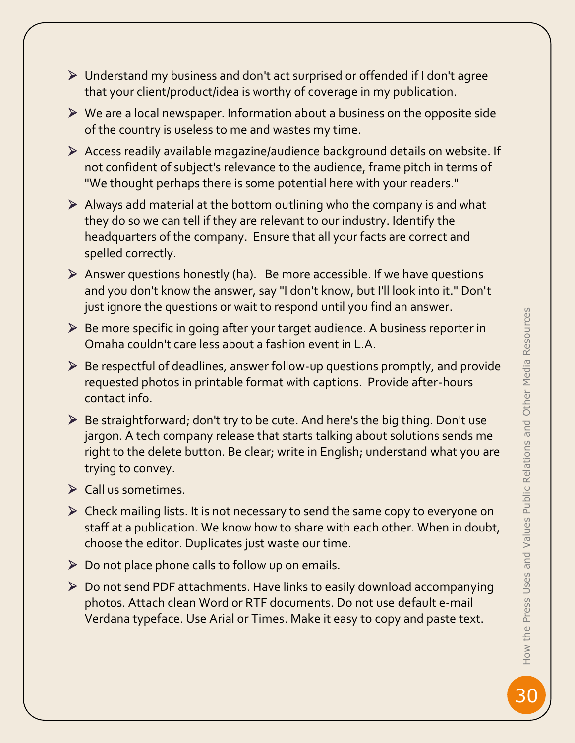- Understand my business and don't act surprised or offended if I don't agree that your client/product/idea is worthy of coverage in my publication.
- We are a local newspaper. Information about a business on the opposite side of the country is useless to me and wastes my time.
- Access readily available magazine/audience background details on website. If not confident of subject's relevance to the audience, frame pitch in terms of "We thought perhaps there is some potential here with your readers."
- Always add material at the bottom outlining who the company is and what they do so we can tell if they are relevant to our industry. Identify the headquarters of the company. Ensure that all your facts are correct and spelled correctly.
- Answer questions honestly (ha). Be more accessible. If we have questions and you don't know the answer, say "I don't know, but I'll look into it." Don't just ignore the questions or wait to respond until you find an answer.
- Be more specific in going after your target audience. A business reporter in Omaha couldn't care less about a fashion event in L.A.
- Be respectful of deadlines, answer follow-up questions promptly, and provide requested photos in printable format with captions. Provide after-hours contact info.
- Be straightforward; don't try to be cute. And here's the big thing. Don't use jargon. A tech company release that starts talking about solutions sends me right to the delete button. Be clear; write in English; understand what you are trying to convey.
- Call us sometimes.
- Check mailing lists. It is not necessary to send the same copy to everyone on staff at a publication. We know how to share with each other. When in doubt, choose the editor. Duplicates just waste our time.
- Do not place phone calls to follow up on emails.
- Do not send PDF attachments. Have links to easily download accompanying photos. Attach clean Word or RTF documents. Do not use default e-mail Verdana typeface. Use Arial or Times. Make it easy to copy and paste text.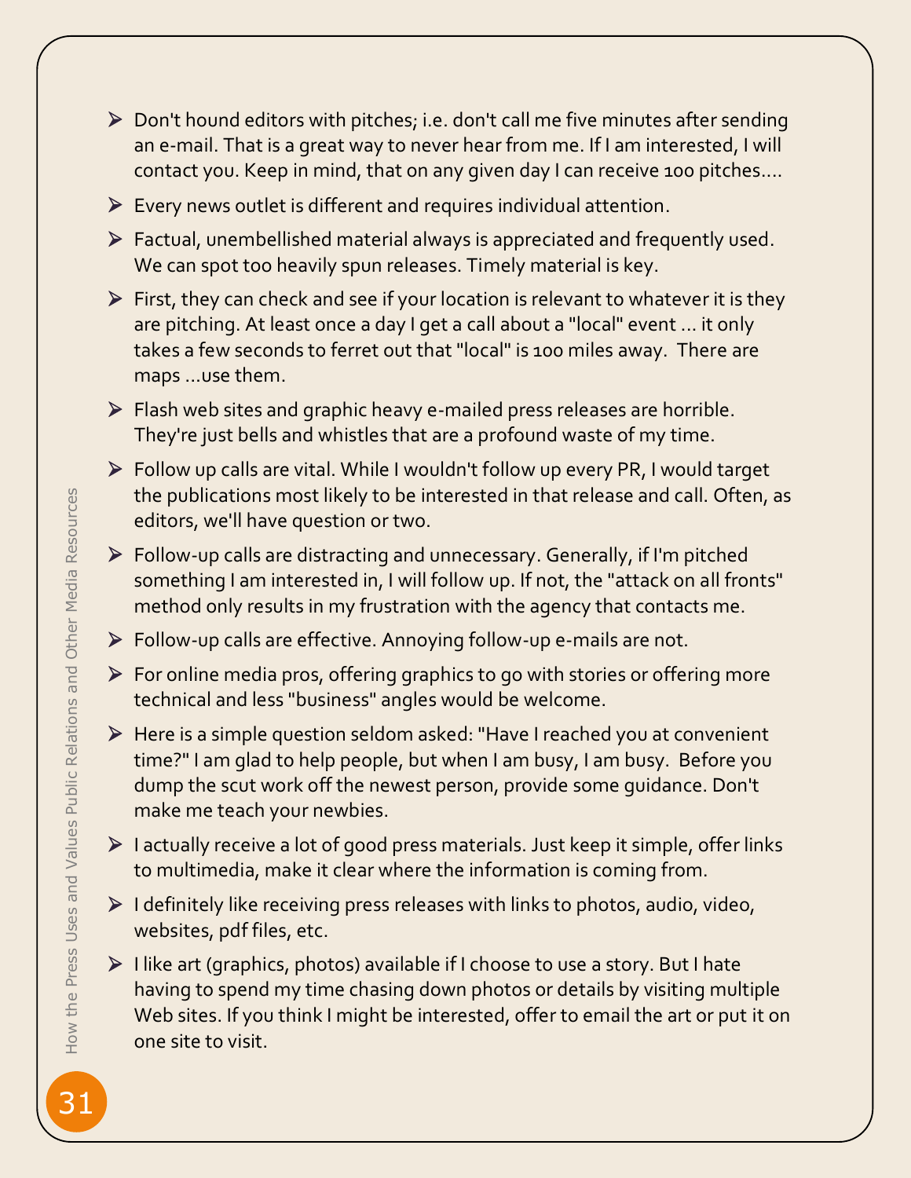- Don't hound editors with pitches; i.e. don't call me five minutes after sending an e-mail. That is a great way to never hear from me. If I am interested, I will contact you. Keep in mind, that on any given day I can receive 100 pitches....
- Every news outlet is different and requires individual attention.
- Factual, unembellished material always is appreciated and frequently used. We can spot too heavily spun releases. Timely material is key.
- First, they can check and see if your location is relevant to whatever it is they are pitching. At least once a day I get a call about a "local" event ... it only takes a few seconds to ferret out that "local" is 100 miles away. There are maps ...use them.
- Flash web sites and graphic heavy e-mailed press releases are horrible. They're just bells and whistles that are a profound waste of my time.
- Follow up calls are vital. While I wouldn't follow up every PR, I would target the publications most likely to be interested in that release and call. Often, as editors, we'll have question or two.
- Follow-up calls are distracting and unnecessary. Generally, if I'm pitched something I am interested in, I will follow up. If not, the "attack on all fronts" method only results in my frustration with the agency that contacts me.
- Follow-up calls are effective. Annoying follow-up e-mails are not.
- For online media pros, offering graphics to go with stories or offering more technical and less "business" angles would be welcome.
- Here is a simple question seldom asked: "Have I reached you at convenient time?" I am glad to help people, but when I am busy, I am busy. Before you dump the scut work off the newest person, provide some guidance. Don't make me teach your newbies.
- I actually receive a lot of good press materials. Just keep it simple, offer links to multimedia, make it clear where the information is coming from.
- I definitely like receiving press releases with links to photos, audio, video, websites, pdf files, etc.
- I like art (graphics, photos) available if I choose to use a story. But I hate having to spend my time chasing down photos or details by visiting multiple Web sites. If you think I might be interested, offer to email the art or put it on one site to visit.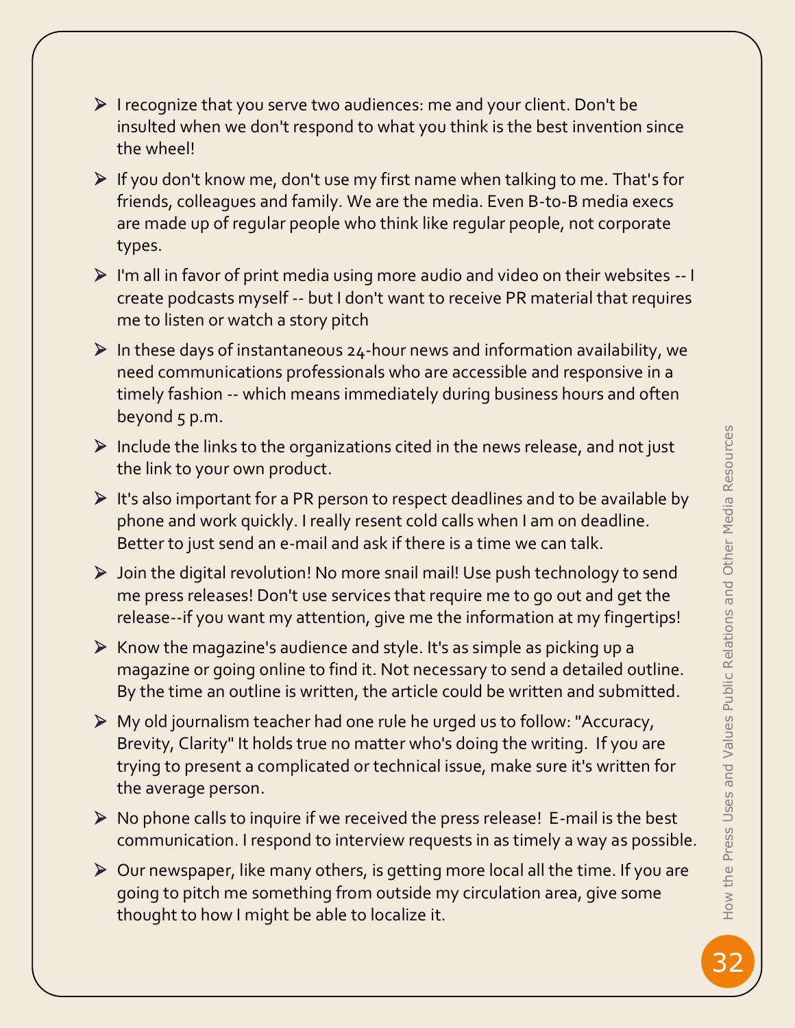- I recognize that you serve two audiences: me and your client. Don't be insulted when we don't respond to what you think is the best invention since the wheel!
- If you don't know me, don't use my first name when talking to me. That's for friends, colleagues and family. We are the media. Even B-to-B media execs are made up of regular people who think like regular people, not corporate types.
- I'm all in favor of print media using more audio and video on their websites -- I create podcasts myself -- but I don't want to receive PR material that requires me to listen or watch a story pitch
- In these days of instantaneous 24-hour news and information availability, we need communications professionals who are accessible and responsive in a timely fashion -- which means immediately during business hours and often beyond 5 p.m.
- Include the links to the organizations cited in the news release, and not just the link to your own product.
- It's also important for a PR person to respect deadlines and to be available by phone and work quickly. I really resent cold calls when I am on deadline. Better to just send an e-mail and ask if there is a time we can talk.
- Join the digital revolution! No more snail mail! Use push technology to send me press releases! Don't use services that require me to go out and get the release--if you want my attention, give me the information at my fingertips!
- Know the magazine's audience and style. It's as simple as picking up a magazine or going online to find it. Not necessary to send a detailed outline. By the time an outline is written, the article could be written and submitted.
- My old journalism teacher had one rule he urged us to follow: "Accuracy, Brevity, Clarity" It holds true no matter who's doing the writing. If you are trying to present a complicated or technical issue, make sure it's written for the average person.
- No phone calls to inquire if we received the press release! E-mail is the best communication. I respond to interview requests in as timely a way as possible.
- Our newspaper, like many others, is getting more local all the time. If you are going to pitch me something from outside my circulation area, give some thought to how I might be able to localize it.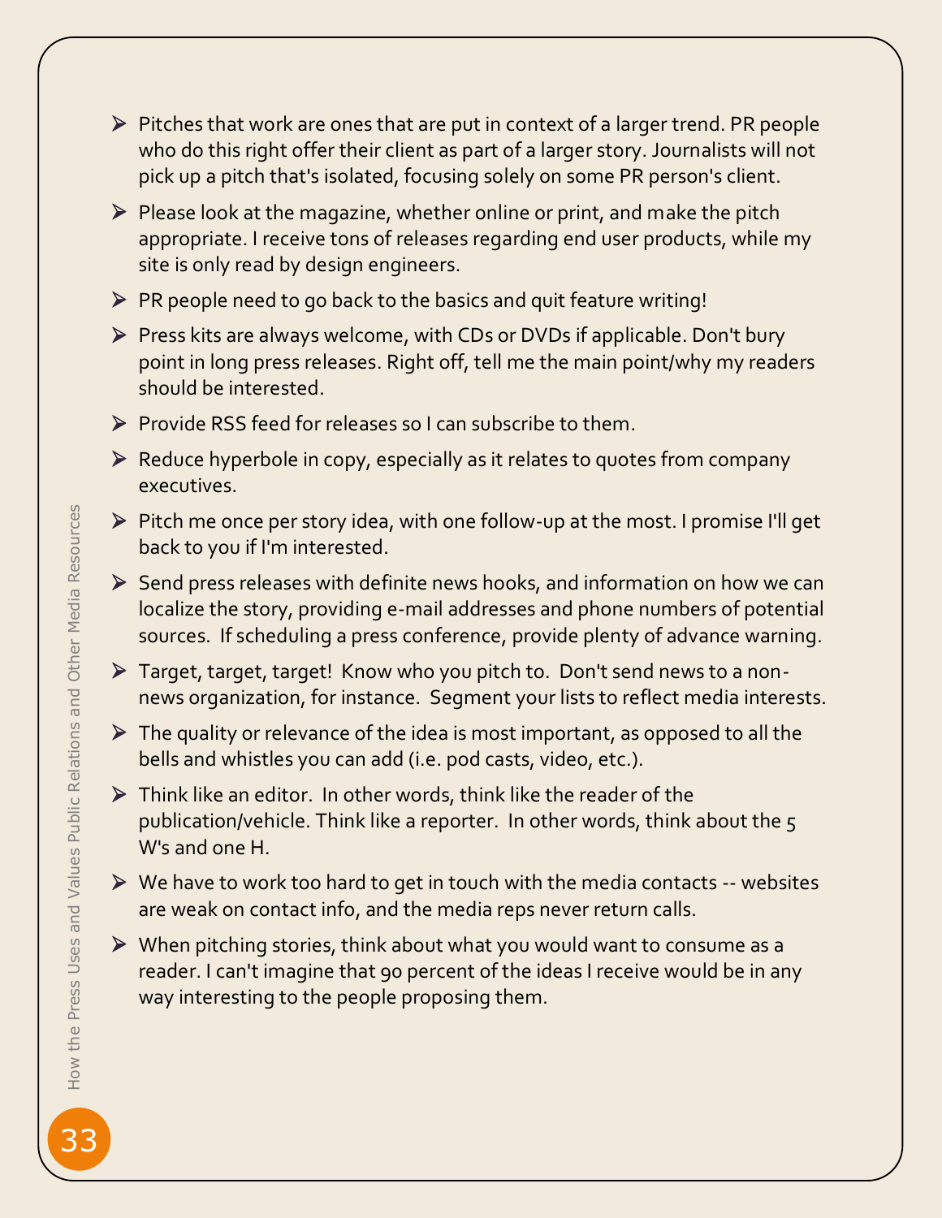- Pitches that work are ones that are put in context of a larger trend. PR people who do this right offer their client as part of a larger story. Journalists will not pick up a pitch that's isolated, focusing solely on some PR person's client.
- Please look at the magazine, whether online or print, and make the pitch appropriate. I receive tons of releases regarding end user products, while my site is only read by design engineers.
- PR people need to go back to the basics and quit feature writing!
- Press kits are always welcome, with CDs or DVDs if applicable. Don't bury point in long press releases. Right off, tell me the main point/why my readers should be interested.
- Provide RSS feed for releases so I can subscribe to them.
- Reduce hyperbole in copy, especially as it relates to quotes from company executives.
- Pitch me once per story idea, with one follow-up at the most. I promise I'll get back to you if I'm interested.
- Send press releases with definite news hooks, and information on how we can localize the story, providing e-mail addresses and phone numbers of potential sources. If scheduling a press conference, provide plenty of advance warning.
- Target, target, target! Know who you pitch to. Don't send news to a non-news organization, for instance. Segment your lists to reflect media interests.
- The quality or relevance of the idea is most important, as opposed to all the bells and whistles you can add (i.e. pod casts, video, etc.).
- Think like an editor. In other words, think like the reader of the publication/vehicle. Think like a reporter. In other words, think about the 5 W's and one H.
- We have to work too hard to get in touch with the media contacts -- websites are weak on contact info, and the media reps never return calls.
- When pitching stories, think about what you would want to consume as a reader. I can't imagine that 90 percent of the ideas I receive would be in any way interesting to the people proposing them.